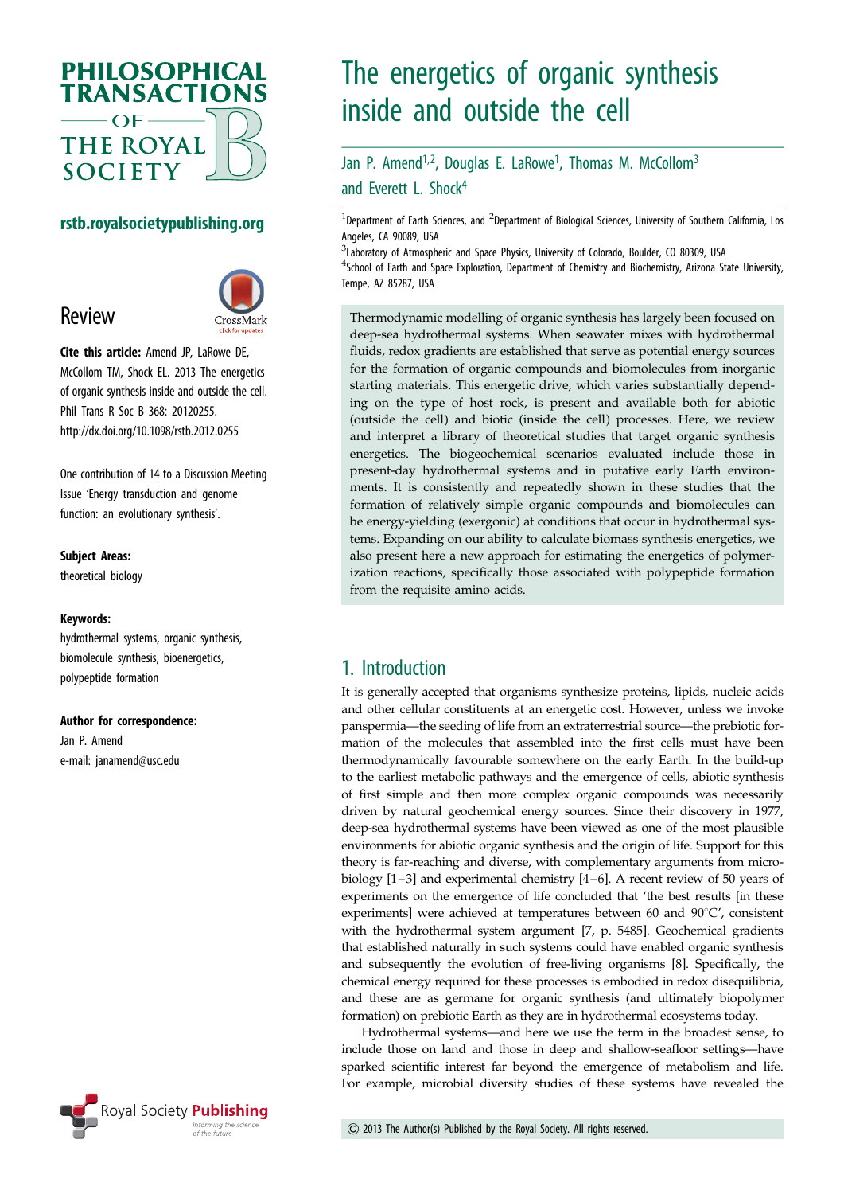# The energetics of organic synthesis inside and outside the cell

Jan P. Amend[1,2], Douglas E. LaRowe[1], Thomas M. McCollom[3] and Everett L. Shock[4]

[1]Department of Earth Sciences, and [2]Department of Biological Sciences, University of Southern California, Los Angeles, CA 90089, USA

[3]Laboratory of Atmospheric and Space Physics, University of Colorado, Boulder, CO 80309, USA

[4]School of Earth and Space Exploration, Department of Chemistry and Biochemistry, Arizona State University, Tempe, AZ 85287, USA

PHILOSOPHICAL TRANSACTIONS OF THE ROYAL SOCIETY B

rstb.royalsocietypublishing.org

## Review

**Cite this article:** Amend JP, LaRowe DE, McCollom TM, Shock EL. 2013 The energetics of organic synthesis inside and outside the cell. Phil Trans R Soc B 368: 20120255. http://dx.doi.org/10.1098/rstb.2012.0255

One contribution of 14 to a Discussion Meeting Issue 'Energy transduction and genome function: an evolutionary synthesis'.

**Subject Areas:**

theoretical biology

**Keywords:**

hydrothermal systems, organic synthesis, biomolecule synthesis, bioenergetics, polypeptide formation

**Author for correspondence:**

Jan P. Amend

e-mail: janamend@usc.edu

Thermodynamic modelling of organic synthesis has largely been focused on deep-sea hydrothermal systems. When seawater mixes with hydrothermal fluids, redox gradients are established that serve as potential energy sources for the formation of organic compounds and biomolecules from inorganic starting materials. This energetic drive, which varies substantially depending on the type of host rock, is present and available both for abiotic (outside the cell) and biotic (inside the cell) processes. Here, we review and interpret a library of theoretical studies that target organic synthesis energetics. The biogeochemical scenarios evaluated include those in present-day hydrothermal systems and in putative early Earth environments. It is consistently and repeatedly shown in these studies that the formation of relatively simple organic compounds and biomolecules can be energy-yielding (exergonic) at conditions that occur in hydrothermal systems. Expanding on our ability to calculate biomass synthesis energetics, we also present here a new approach for estimating the energetics of polymerization reactions, specifically those associated with polypeptide formation from the requisite amino acids.

## 1. Introduction

It is generally accepted that organisms synthesize proteins, lipids, nucleic acids and other cellular constituents at an energetic cost. However, unless we invoke panspermia—the seeding of life from an extraterrestrial source—the prebiotic formation of the molecules that assembled into the first cells must have been thermodynamically favourable somewhere on the early Earth. In the build-up to the earliest metabolic pathways and the emergence of cells, abiotic synthesis of first simple and then more complex organic compounds was necessarily driven by natural geochemical energy sources. Since their discovery in 1977, deep-sea hydrothermal systems have been viewed as one of the most plausible environments for abiotic organic synthesis and the origin of life. Support for this theory is far-reaching and diverse, with complementary arguments from microbiology [1–3] and experimental chemistry [4–6]. A recent review of 50 years of experiments on the emergence of life concluded that 'the best results [in these experiments] were achieved at temperatures between 60 and 90°C', consistent with the hydrothermal system argument [7, p. 5485]. Geochemical gradients that established naturally in such systems could have enabled organic synthesis and subsequently the evolution of free-living organisms [8]. Specifically, the chemical energy required for these processes is embodied in redox disequilibria, and these are as germane for organic synthesis (and ultimately biopolymer formation) on prebiotic Earth as they are in hydrothermal ecosystems today.

Hydrothermal systems—and here we use the term in the broadest sense, to include those on land and those in deep and shallow-seafloor settings—have sparked scientific interest far beyond the emergence of metabolism and life. For example, microbial diversity studies of these systems have revealed the

© 2013 The Author(s) Published by the Royal Society. All rights reserved.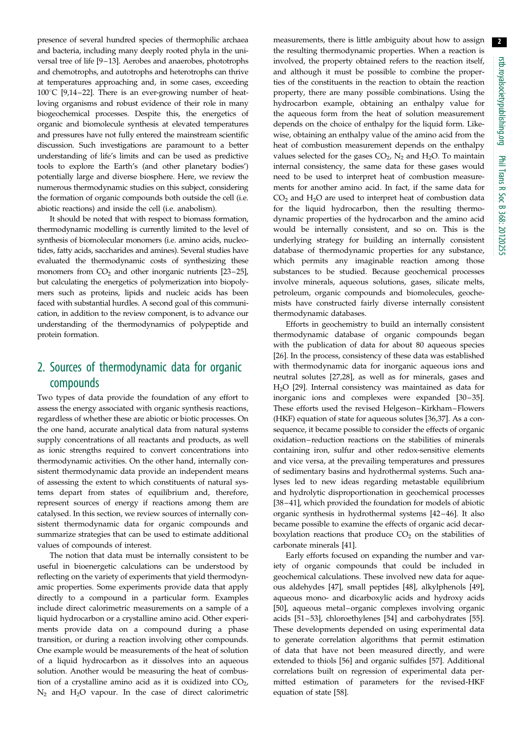presence of several hundred species of thermophilic archaea and bacteria, including many deeply rooted phyla in the universal tree of life [9–13]. Aerobes and anaerobes, phototrophs and chemotrophs, and autotrophs and heterotrophs can thrive at temperatures approaching and, in some cases, exceeding 100°C [9,14–22]. There is an ever-growing number of heat-loving organisms and robust evidence of their role in many biogeochemical processes. Despite this, the energetics of organic and biomolecule synthesis at elevated temperatures and pressures have not fully entered the mainstream scientific discussion. Such investigations are paramount to a better understanding of life's limits and can be used as predictive tools to explore the Earth's (and other planetary bodies') potentially large and diverse biosphere. Here, we review the numerous thermodynamic studies on this subject, considering the formation of organic compounds both outside the cell (i.e. abiotic reactions) and inside the cell (i.e. anabolism).

It should be noted that with respect to biomass formation, thermodynamic modelling is currently limited to the level of synthesis of biomolecular monomers (i.e. amino acids, nucleotides, fatty acids, saccharides and amines). Several studies have evaluated the thermodynamic costs of synthesizing these monomers from $CO_2$ and other inorganic nutrients [23–25], but calculating the energetics of polymerization into biopolymers such as proteins, lipids and nucleic acids has been faced with substantial hurdles. A second goal of this communication, in addition to the review component, is to advance our understanding of the thermodynamics of polypeptide and protein formation.

## 2. Sources of thermodynamic data for organic compounds

Two types of data provide the foundation of any effort to assess the energy associated with organic synthesis reactions, regardless of whether these are abiotic or biotic processes. On the one hand, accurate analytical data from natural systems supply concentrations of all reactants and products, as well as ionic strengths required to convert concentrations into thermodynamic activities. On the other hand, internally consistent thermodynamic data provide an independent means of assessing the extent to which constituents of natural systems depart from states of equilibrium and, therefore, represent sources of energy if reactions among them are catalysed. In this section, we review sources of internally consistent thermodynamic data for organic compounds and summarize strategies that can be used to estimate additional values of compounds of interest.

The notion that data must be internally consistent to be useful in bioenergetic calculations can be understood by reflecting on the variety of experiments that yield thermodynamic properties. Some experiments provide data that apply directly to a compound in a particular form. Examples include direct calorimetric measurements on a sample of a liquid hydrocarbon or a crystalline amino acid. Other experiments provide data on a compound during a phase transition, or during a reaction involving other compounds. One example would be measurements of the heat of solution of a liquid hydrocarbon as it dissolves into an aqueous solution. Another would be measuring the heat of combustion of a crystalline amino acid as it is oxidized into $CO_2$, $N_2$ and $H_2O$ vapour. In the case of direct calorimetric measurements, there is little ambiguity about how to assign the resulting thermodynamic properties. When a reaction is involved, the property obtained refers to the reaction itself, and although it must be possible to combine the properties of the constituents in the reaction to obtain the reaction property, there are many possible combinations. Using the hydrocarbon example, obtaining an enthalpy value for the aqueous form from the heat of solution measurement depends on the choice of enthalpy for the liquid form. Likewise, obtaining an enthalpy value of the amino acid from the heat of combustion measurement depends on the enthalpy values selected for the gases $CO_2$, $N_2$ and $H_2O$. To maintain internal consistency, the same data for these gases would need to be used to interpret heat of combustion measurements for another amino acid. In fact, if the same data for $CO_2$ and $H_2O$ are used to interpret heat of combustion data for the liquid hydrocarbon, then the resulting thermodynamic properties of the hydrocarbon and the amino acid would be internally consistent, and so on. This is the underlying strategy for building an internally consistent database of thermodynamic properties for any substance, which permits any imaginable reaction among those substances to be studied. Because geochemical processes involve minerals, aqueous solutions, gases, silicate melts, petroleum, organic compounds and biomolecules, geochemists have constructed fairly diverse internally consistent thermodynamic databases.

Efforts in geochemistry to build an internally consistent thermodynamic database of organic compounds began with the publication of data for about 80 aqueous species [26]. In the process, consistency of these data was established with thermodynamic data for inorganic aqueous ions and neutral solutes [27,28], as well as for minerals, gases and $H_2O$ [29]. Internal consistency was maintained as data for inorganic ions and complexes were expanded [30–35]. These efforts used the revised Helgeson–Kirkham–Flowers (HKF) equation of state for aqueous solutes [36,37]. As a consequence, it became possible to consider the effects of organic oxidation–reduction reactions on the stabilities of minerals containing iron, sulfur and other redox-sensitive elements and vice versa, at the prevailing temperatures and pressures of sedimentary basins and hydrothermal systems. Such analyses led to new ideas regarding metastable equilibrium and hydrolytic disproportionation in geochemical processes [38–41], which provided the foundation for models of abiotic organic synthesis in hydrothermal systems [42–46]. It also became possible to examine the effects of organic acid decarboxylation reactions that produce $CO_2$ on the stabilities of carbonate minerals [41].

Early efforts focused on expanding the number and variety of organic compounds that could be included in geochemical calculations. These involved new data for aqueous aldehydes [47], small peptides [48], alkylphenols [49], aqueous mono- and dicarboxylic acids and hydroxy acids [50], aqueous metal–organic complexes involving organic acids [51–53], chloroethylenes [54] and carbohydrates [55]. These developments depended on using experimental data to generate correlation algorithms that permit estimation of data that have not been measured directly, and were extended to thiols [56] and organic sulfides [57]. Additional correlations built on regression of experimental data permitted estimation of parameters for the revised-HKF equation of state [58].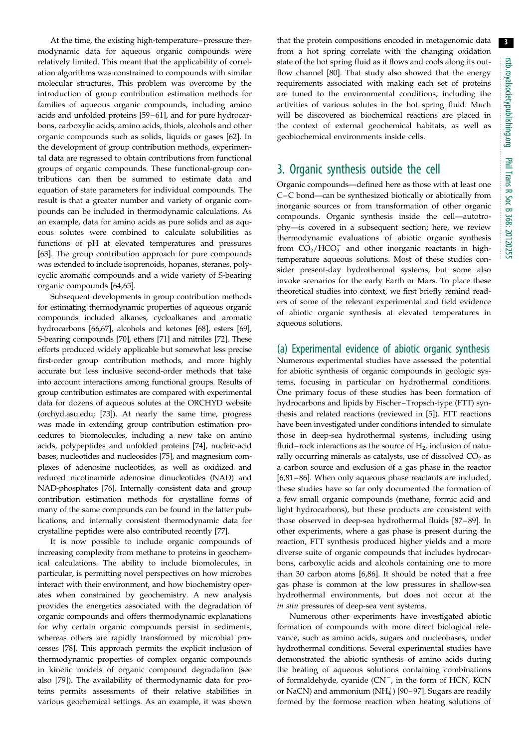At the time, the existing high-temperature–pressure thermodynamic data for aqueous organic compounds were relatively limited. This meant that the applicability of correlation algorithms was constrained to compounds with similar molecular structures. This problem was overcome by the introduction of group contribution estimation methods for families of aqueous organic compounds, including amino acids and unfolded proteins [59–61], and for pure hydrocarbons, carboxylic acids, amino acids, thiols, alcohols and other organic compounds such as solids, liquids or gases [62]. In the development of group contribution methods, experimental data are regressed to obtain contributions from functional groups of organic compounds. These functional-group contributions can then be summed to estimate data and equation of state parameters for individual compounds. The result is that a greater number and variety of organic compounds can be included in thermodynamic calculations. As an example, data for amino acids as pure solids and as aqueous solutes were combined to calculate solubilities as functions of pH at elevated temperatures and pressures [63]. The group contribution approach for pure compounds was extended to include isoprenoids, hopanes, steranes, polycyclic aromatic compounds and a wide variety of S-bearing organic compounds [64,65].

Subsequent developments in group contribution methods for estimating thermodynamic properties of aqueous organic compounds included alkanes, cycloalkanes and aromatic hydrocarbons [66,67], alcohols and ketones [68], esters [69], S-bearing compounds [70], ethers [71] and nitriles [72]. These efforts produced widely applicable but somewhat less precise first-order group contribution methods, and more highly accurate but less inclusive second-order methods that take into account interactions among functional groups. Results of group contribution estimates are compared with experimental data for dozens of aqueous solutes at the ORCHYD website (orchyd.asu.edu; [73]). At nearly the same time, progress was made in extending group contribution estimation procedures to biomolecules, including a new take on amino acids, polypeptides and unfolded proteins [74], nucleic-acid bases, nucleotides and nucleosides [75], and magnesium complexes of adenosine nucleotides, as well as oxidized and reduced nicotinamide adenosine dinucleotides (NAD) and NAD-phosphates [76]. Internally consistent data and group contribution estimation methods for crystalline forms of many of the same compounds can be found in the latter publications, and internally consistent thermodynamic data for crystalline peptides were also contributed recently [77].

It is now possible to include organic compounds of increasing complexity from methane to proteins in geochemical calculations. The ability to include biomolecules, in particular, is permitting novel perspectives on how microbes interact with their environment, and how biochemistry operates when constrained by geochemistry. A new analysis provides the energetics associated with the degradation of organic compounds and offers thermodynamic explanations for why certain organic compounds persist in sediments, whereas others are rapidly transformed by microbial processes [78]. This approach permits the explicit inclusion of thermodynamic properties of complex organic compounds in kinetic models of organic compound degradation (see also [79]). The availability of thermodynamic data for proteins permits assessments of their relative stabilities in various geochemical settings. As an example, it was shown that the protein compositions encoded in metagenomic data from a hot spring correlate with the changing oxidation state of the hot spring fluid as it flows and cools along its outflow channel [80]. That study also showed that the energy requirements associated with making each set of proteins are tuned to the environmental conditions, including the activities of various solutes in the hot spring fluid. Much will be discovered as biochemical reactions are placed in the context of external geochemical habitats, as well as geobiochemical environments inside cells.

## 3. Organic synthesis outside the cell

Organic compounds—defined here as those with at least one C–C bond—can be synthesized biotically or abiotically from inorganic sources or from transformation of other organic compounds. Organic synthesis inside the cell—autotrophy—is covered in a subsequent section; here, we review thermodynamic evaluations of abiotic organic synthesis from $CO_2/HCO_3^-$ and other inorganic reactants in high-temperature aqueous solutions. Most of these studies consider present-day hydrothermal systems, but some also invoke scenarios for the early Earth or Mars. To place these theoretical studies into context, we first briefly remind readers of some of the relevant experimental and field evidence of abiotic organic synthesis at elevated temperatures in aqueous solutions.

### (a) Experimental evidence of abiotic organic synthesis

Numerous experimental studies have assessed the potential for abiotic synthesis of organic compounds in geologic systems, focusing in particular on hydrothermal conditions. One primary focus of these studies has been formation of hydrocarbons and lipids by Fischer–Tropsch-type (FTT) synthesis and related reactions (reviewed in [5]). FTT reactions have been investigated under conditions intended to simulate those in deep-sea hydrothermal systems, including using fluid–rock interactions as the source of $H_2$, inclusion of naturally occurring minerals as catalysts, use of dissolved $CO_2$ as a carbon source and exclusion of a gas phase in the reactor [6,81–86]. When only aqueous phase reactants are included, these studies have so far only documented the formation of a few small organic compounds (methane, formic acid and light hydrocarbons), but these products are consistent with those observed in deep-sea hydrothermal fluids [87–89]. In other experiments, where a gas phase is present during the reaction, FTT synthesis produced higher yields and a more diverse suite of organic compounds that includes hydrocarbons, carboxylic acids and alcohols containing one to more than 30 carbon atoms [6,86]. It should be noted that a free gas phase is common at the low pressures in shallow-sea hydrothermal environments, but does not occur at the *in situ* pressures of deep-sea vent systems.

Numerous other experiments have investigated abiotic formation of compounds with more direct biological relevance, such as amino acids, sugars and nucleobases, under hydrothermal conditions. Several experimental studies have demonstrated the abiotic synthesis of amino acids during the heating of aqueous solutions containing combinations of formaldehyde, cyanide ($CN^-$, in the form of HCN, KCN or NaCN) and ammonium ($NH_4^+$) [90–97]. Sugars are readily formed by the formose reaction when heating solutions of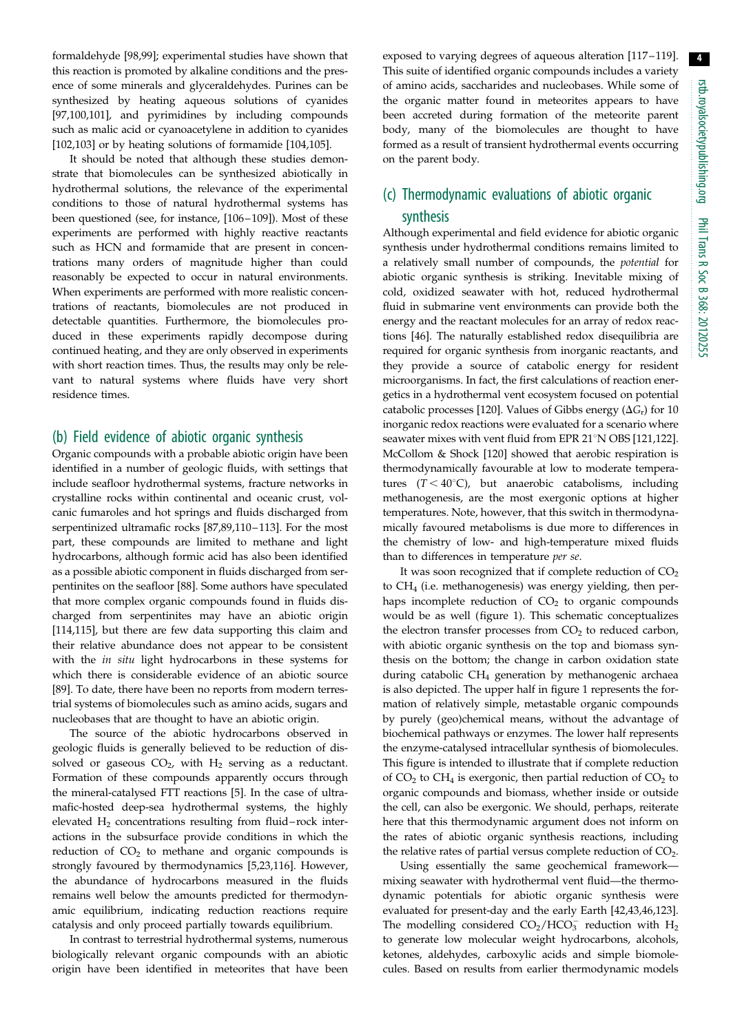formaldehyde [98,99]; experimental studies have shown that this reaction is promoted by alkaline conditions and the presence of some minerals and glyceraldehydes. Purines can be synthesized by heating aqueous solutions of cyanides [97,100,101], and pyrimidines by including compounds such as malic acid or cyanoacetylene in addition to cyanides [102,103] or by heating solutions of formamide [104,105].

It should be noted that although these studies demonstrate that biomolecules can be synthesized abiotically in hydrothermal solutions, the relevance of the experimental conditions to those of natural hydrothermal systems has been questioned (see, for instance, [106–109]). Most of these experiments are performed with highly reactive reactants such as HCN and formamide that are present in concentrations many orders of magnitude higher than could reasonably be expected to occur in natural environments. When experiments are performed with more realistic concentrations of reactants, biomolecules are not produced in detectable quantities. Furthermore, the biomolecules produced in these experiments rapidly decompose during continued heating, and they are only observed in experiments with short reaction times. Thus, the results may only be relevant to natural systems where fluids have very short residence times.

## (b) Field evidence of abiotic organic synthesis

Organic compounds with a probable abiotic origin have been identified in a number of geologic fluids, with settings that include seafloor hydrothermal systems, fracture networks in crystalline rocks within continental and oceanic crust, volcanic fumaroles and hot springs and fluids discharged from serpentinized ultramafic rocks [87,89,110–113]. For the most part, these compounds are limited to methane and light hydrocarbons, although formic acid has also been identified as a possible abiotic component in fluids discharged from serpentinites on the seafloor [88]. Some authors have speculated that more complex organic compounds found in fluids discharged from serpentinites may have an abiotic origin [114,115], but there are few data supporting this claim and their relative abundance does not appear to be consistent with the *in situ* light hydrocarbons in these systems for which there is considerable evidence of an abiotic source [89]. To date, there have been no reports from modern terrestrial systems of biomolecules such as amino acids, sugars and nucleobases that are thought to have an abiotic origin.

The source of the abiotic hydrocarbons observed in geologic fluids is generally believed to be reduction of dissolved or gaseous $CO_2$, with $H_2$ serving as a reductant. Formation of these compounds apparently occurs through the mineral-catalysed FTT reactions [5]. In the case of ultramafic-hosted deep-sea hydrothermal systems, the highly elevated $H_2$ concentrations resulting from fluid–rock interactions in the subsurface provide conditions in which the reduction of $CO_2$ to methane and organic compounds is strongly favoured by thermodynamics [5,23,116]. However, the abundance of hydrocarbons measured in the fluids remains well below the amounts predicted for thermodynamic equilibrium, indicating reduction reactions require catalysis and only proceed partially towards equilibrium.

In contrast to terrestrial hydrothermal systems, numerous biologically relevant organic compounds with an abiotic origin have been identified in meteorites that have been exposed to varying degrees of aqueous alteration [117–119]. This suite of identified organic compounds includes a variety of amino acids, saccharides and nucleobases. While some of the organic matter found in meteorites appears to have been accreted during formation of the meteorite parent body, many of the biomolecules are thought to have formed as a result of transient hydrothermal events occurring on the parent body.

## (c) Thermodynamic evaluations of abiotic organic synthesis

Although experimental and field evidence for abiotic organic synthesis under hydrothermal conditions remains limited to a relatively small number of compounds, the *potential* for abiotic organic synthesis is striking. Inevitable mixing of cold, oxidized seawater with hot, reduced hydrothermal fluid in submarine vent environments can provide both the energy and the reactant molecules for an array of redox reactions [46]. The naturally established redox disequilibria are required for organic synthesis from inorganic reactants, and they provide a source of catabolic energy for resident microorganisms. In fact, the first calculations of reaction energetics in a hydrothermal vent ecosystem focused on potential catabolic processes [120]. Values of Gibbs energy ($\Delta G_r$) for 10 inorganic redox reactions were evaluated for a scenario where seawater mixes with vent fluid from EPR 21°N OBS [121,122]. McCollom & Shock [120] showed that aerobic respiration is thermodynamically favourable at low to moderate temperatures ($T < 40°C$), but anaerobic catabolisms, including methanogenesis, are the most exergonic options at higher temperatures. Note, however, that this switch in thermodynamically favoured metabolisms is due more to differences in the chemistry of low- and high-temperature mixed fluids than to differences in temperature *per se*.

It was soon recognized that if complete reduction of $CO_2$ to $CH_4$ (i.e. methanogenesis) was energy yielding, then perhaps incomplete reduction of $CO_2$ to organic compounds would be as well (figure 1). This schematic conceptualizes the electron transfer processes from $CO_2$ to reduced carbon, with abiotic organic synthesis on the top and biomass synthesis on the bottom; the change in carbon oxidation state during catabolic $CH_4$ generation by methanogenic archaea is also depicted. The upper half in figure 1 represents the formation of relatively simple, metastable organic compounds by purely (geo)chemical means, without the advantage of biochemical pathways or enzymes. The lower half represents the enzyme-catalysed intracellular synthesis of biomolecules. This figure is intended to illustrate that if complete reduction of $CO_2$ to $CH_4$ is exergonic, then partial reduction of $CO_2$ to organic compounds and biomass, whether inside or outside the cell, can also be exergonic. We should, perhaps, reiterate here that this thermodynamic argument does not inform on the rates of abiotic organic synthesis reactions, including the relative rates of partial versus complete reduction of $CO_2$.

Using essentially the same geochemical framework—mixing seawater with hydrothermal vent fluid—the thermodynamic potentials for abiotic organic synthesis were evaluated for present-day and the early Earth [42,43,46,123]. The modelling considered $CO_2/HCO_3^-$ reduction with $H_2$ to generate low molecular weight hydrocarbons, alcohols, ketones, aldehydes, carboxylic acids and simple biomolecules. Based on results from earlier thermodynamic models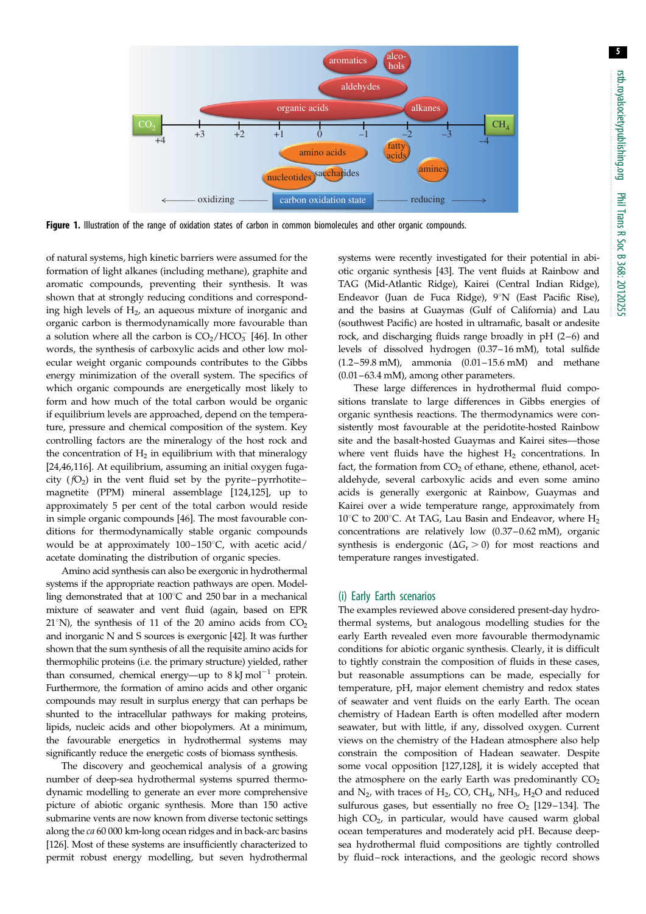**Figure 1.** Illustration of the range of oxidation states of carbon in common biomolecules and other organic compounds.

of natural systems, high kinetic barriers were assumed for the formation of light alkanes (including methane), graphite and aromatic compounds, preventing their synthesis. It was shown that at strongly reducing conditions and corresponding high levels of $H_2$, an aqueous mixture of inorganic and organic carbon is thermodynamically more favourable than a solution where all the carbon is $CO_2/HCO_3^-$ [46]. In other words, the synthesis of carboxylic acids and other low molecular weight organic compounds contributes to the Gibbs energy minimization of the overall system. The specifics of which organic compounds are energetically most likely to form and how much of the total carbon would be organic if equilibrium levels are approached, depend on the temperature, pressure and chemical composition of the system. Key controlling factors are the mineralogy of the host rock and the concentration of $H_2$ in equilibrium with that mineralogy [24,46,116]. At equilibrium, assuming an initial oxygen fugacity ($fO_2$) in the vent fluid set by the pyrite–pyrrhotite–magnetite (PPM) mineral assemblage [124,125], up to approximately 5 per cent of the total carbon would reside in simple organic compounds [46]. The most favourable conditions for thermodynamically stable organic compounds would be at approximately 100–150°C, with acetic acid/acetate dominating the distribution of organic species.

Amino acid synthesis can also be exergonic in hydrothermal systems if the appropriate reaction pathways are open. Modelling demonstrated that at 100°C and 250 bar in a mechanical mixture of seawater and vent fluid (again, based on EPR 21°N), the synthesis of 11 of the 20 amino acids from $CO_2$ and inorganic N and S sources is exergonic [42]. It was further shown that the sum synthesis of all the requisite amino acids for thermophilic proteins (i.e. the primary structure) yielded, rather than consumed, chemical energy—up to 8 kJ $mol^{-1}$ protein. Furthermore, the formation of amino acids and other organic compounds may result in surplus energy that can perhaps be shunted to the intracellular pathways for making proteins, lipids, nucleic acids and other biopolymers. At a minimum, the favourable energetics in hydrothermal systems may significantly reduce the energetic costs of biomass synthesis.

The discovery and geochemical analysis of a growing number of deep-sea hydrothermal systems spurred thermodynamic modelling to generate an ever more comprehensive picture of abiotic organic synthesis. More than 150 active submarine vents are now known from diverse tectonic settings along the *ca* 60 000 km-long ocean ridges and in back-arc basins [126]. Most of these systems are insufficiently characterized to permit robust energy modelling, but seven hydrothermal systems were recently investigated for their potential in abiotic organic synthesis [43]. The vent fluids at Rainbow and TAG (Mid-Atlantic Ridge), Kairei (Central Indian Ridge), Endeavor (Juan de Fuca Ridge), 9°N (East Pacific Rise), and the basins at Guaymas (Gulf of California) and Lau (southwest Pacific) are hosted in ultramafic, basalt or andesite rock, and discharging fluids range broadly in pH (2–6) and levels of dissolved hydrogen (0.37–16 mM), total sulfide (1.2–59.8 mM), ammonia (0.01–15.6 mM) and methane (0.01–63.4 mM), among other parameters.

These large differences in hydrothermal fluid compositions translate to large differences in Gibbs energies of organic synthesis reactions. The thermodynamics were consistently most favourable at the peridotite-hosted Rainbow site and the basalt-hosted Guaymas and Kairei sites—those where vent fluids have the highest $H_2$ concentrations. In fact, the formation from $CO_2$ of ethane, ethene, ethanol, acetaldehyde, several carboxylic acids and even some amino acids is generally exergonic at Rainbow, Guaymas and Kairei over a wide temperature range, approximately from 10°C to 200°C. At TAG, Lau Basin and Endeavor, where $H_2$ concentrations are relatively low (0.37–0.62 mM), organic synthesis is endergonic ($\Delta G_r > 0$) for most reactions and temperature ranges investigated.

## (i) Early Earth scenarios

The examples reviewed above considered present-day hydrothermal systems, but analogous modelling studies for the early Earth revealed even more favourable thermodynamic conditions for abiotic organic synthesis. Clearly, it is difficult to tightly constrain the composition of fluids in these cases, but reasonable assumptions can be made, especially for temperature, pH, major element chemistry and redox states of seawater and vent fluids on the early Earth. The ocean chemistry of Hadean Earth is often modelled after modern seawater, but with little, if any, dissolved oxygen. Current views on the chemistry of the Hadean atmosphere also help constrain the composition of Hadean seawater. Despite some vocal opposition [127,128], it is widely accepted that the atmosphere on the early Earth was predominantly $CO_2$ and $N_2$, with traces of $H_2$, CO, $CH_4$, $NH_3$, $H_2O$ and reduced sulfurous gases, but essentially no free $O_2$ [129–134]. The high $CO_2$, in particular, would have caused warm global ocean temperatures and moderately acid pH. Because deep-sea hydrothermal fluid compositions are tightly controlled by fluid–rock interactions, and the geologic record shows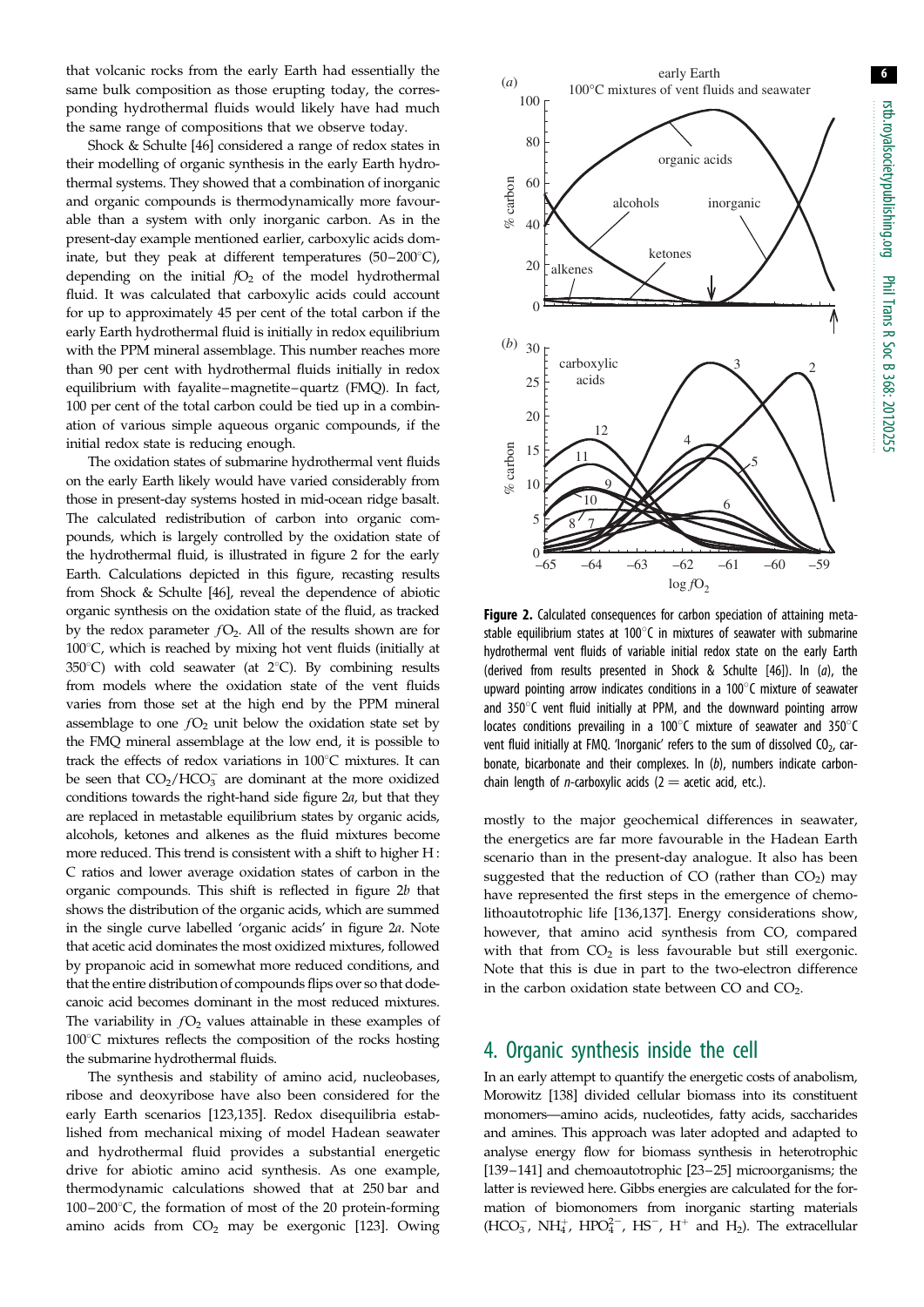that volcanic rocks from the early Earth had essentially the same bulk composition as those erupting today, the corresponding hydrothermal fluids would likely have had much the same range of compositions that we observe today.

Shock & Schulte [46] considered a range of redox states in their modelling of organic synthesis in the early Earth hydrothermal systems. They showed that a combination of inorganic and organic compounds is thermodynamically more favourable than a system with only inorganic carbon. As in the present-day example mentioned earlier, carboxylic acids dominate, but they peak at different temperatures (50–200°C), depending on the initial $fO_2$ of the model hydrothermal fluid. It was calculated that carboxylic acids could account for up to approximately 45 per cent of the total carbon if the early Earth hydrothermal fluid is initially in redox equilibrium with the PPM mineral assemblage. This number reaches more than 90 per cent with hydrothermal fluids initially in redox equilibrium with fayalite–magnetite–quartz (FMQ). In fact, 100 per cent of the total carbon could be tied up in a combination of various simple aqueous organic compounds, if the initial redox state is reducing enough.

The oxidation states of submarine hydrothermal vent fluids on the early Earth likely would have varied considerably from those in present-day systems hosted in mid-ocean ridge basalt. The calculated redistribution of carbon into organic compounds, which is largely controlled by the oxidation state of the hydrothermal fluid, is illustrated in figure 2 for the early Earth. Calculations depicted in this figure, recasting results from Shock & Schulte [46], reveal the dependence of abiotic organic synthesis on the oxidation state of the fluid, as tracked by the redox parameter $fO_2$. All of the results shown are for 100°C, which is reached by mixing hot vent fluids (initially at 350°C) with cold seawater (at 2°C). By combining results from models where the oxidation state of the vent fluids varies from those set at the high end by the PPM mineral assemblage to one $fO_2$ unit below the oxidation state set by the FMQ mineral assemblage at the low end, it is possible to track the effects of redox variations in 100°C mixtures. It can be seen that $CO_2/HCO_3^-$ are dominant at the more oxidized conditions towards the right-hand side figure 2*a*, but that they are replaced in metastable equilibrium states by organic acids, alcohols, ketones and alkenes as the fluid mixtures become more reduced. This trend is consistent with a shift to higher H : C ratios and lower average oxidation states of carbon in the organic compounds. This shift is reflected in figure 2*b* that shows the distribution of the organic acids, which are summed in the single curve labelled 'organic acids' in figure 2*a*. Note that acetic acid dominates the most oxidized mixtures, followed by propanoic acid in somewhat more reduced conditions, and that the entire distribution of compounds flips over so that dodecanoic acid becomes dominant in the most reduced mixtures. The variability in $fO_2$ values attainable in these examples of 100°C mixtures reflects the composition of the rocks hosting the submarine hydrothermal fluids.

The synthesis and stability of amino acid, nucleobases, ribose and deoxyribose have also been considered for the early Earth scenarios [123,135]. Redox disequilibria established from mechanical mixing of model Hadean seawater and hydrothermal fluid provides a substantial energetic drive for abiotic amino acid synthesis. As one example, thermodynamic calculations showed that at 250 bar and 100–200°C, the formation of most of the 20 protein-forming amino acids from $CO_2$ may be exergonic [123]. Owing mostly to the major geochemical differences in seawater, the energetics are far more favourable in the Hadean Earth scenario than in the present-day analogue. It also has been suggested that the reduction of CO (rather than $CO_2$) may have represented the first steps in the emergence of chemolithoautotrophic life [136,137]. Energy considerations show, however, that amino acid synthesis from CO, compared with that from $CO_2$ is less favourable but still exergonic. Note that this is due in part to the two-electron difference in the carbon oxidation state between CO and $CO_2$.

**Figure 2.** Calculated consequences for carbon speciation of attaining metastable equilibrium states at 100°C in mixtures of seawater with submarine hydrothermal vent fluids of variable initial redox state on the early Earth (derived from results presented in Shock & Schulte [46]). In (*a*), the upward pointing arrow indicates conditions in a 100°C mixture of seawater and 350°C vent fluid initially at PPM, and the downward pointing arrow locates conditions prevailing in a 100°C mixture of seawater and 350°C vent fluid initially at FMQ. 'Inorganic' refers to the sum of dissolved $CO_2$, carbonate, bicarbonate and their complexes. In (*b*), numbers indicate carbon-chain length of *n*-carboxylic acids (2 = acetic acid, etc.).

## 4. Organic synthesis inside the cell

In an early attempt to quantify the energetic costs of anabolism, Morowitz [138] divided cellular biomass into its constituent monomers—amino acids, nucleotides, fatty acids, saccharides and amines. This approach was later adopted and adapted to analyse energy flow for biomass synthesis in heterotrophic [139–141] and chemoautotrophic [23–25] microorganisms; the latter is reviewed here. Gibbs energies are calculated for the formation of biomonomers from inorganic starting materials ($HCO_3^-$, $NH_4^+$, $HPO_4^{2-}$, $HS^-$, $H^+$ and $H_2$). The extracellular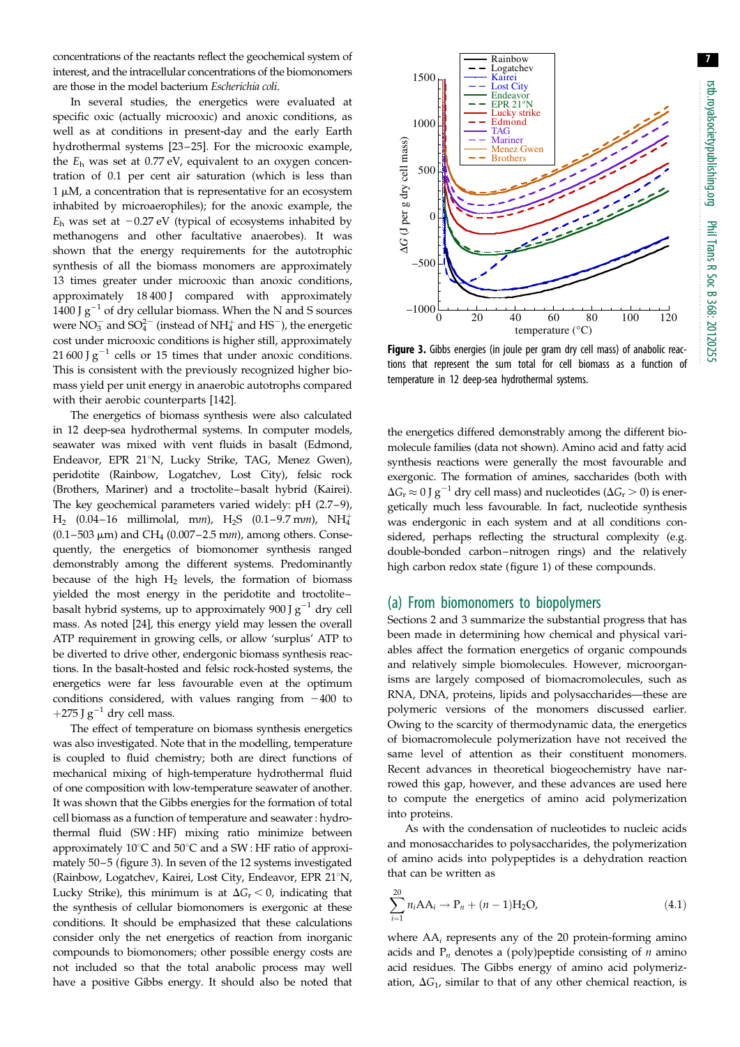concentrations of the reactants reflect the geochemical system of interest, and the intracellular concentrations of the biomonomers are those in the model bacterium *Escherichia coli*.

In several studies, the energetics were evaluated at specific oxic (actually microoxic) and anoxic conditions, as well as at conditions in present-day and the early Earth hydrothermal systems [23–25]. For the microoxic example, the $E_h$ was set at 0.77 eV, equivalent to an oxygen concentration of 0.1 per cent air saturation (which is less than 1 $\mu$M, a concentration that is representative for an ecosystem inhabited by microaerophiles); for the anoxic example, the $E_h$ was set at $-0.27$ eV (typical of ecosystems inhabited by methanogens and other facultative anaerobes). It was shown that the energy requirements for the autotrophic synthesis of all the biomass monomers are approximately 13 times greater under microoxic than anoxic conditions, approximately 18 400 J compared with approximately 1400 J $g^{-1}$ of dry cellular biomass. When the N and S sources were $NO_3^-$ and $SO_4^{2-}$ (instead of $NH_4^+$ and $HS^-$), the energetic cost under microoxic conditions is higher still, approximately 21 600 J $g^{-1}$ cells or 15 times that under anoxic conditions. This is consistent with the previously recognized higher biomass yield per unit energy in anaerobic autotrophs compared with their aerobic counterparts [142].

The energetics of biomass synthesis were also calculated in 12 deep-sea hydrothermal systems. In computer models, seawater was mixed with vent fluids in basalt (Edmond, Endeavor, EPR 21°N, Lucky Strike, TAG, Menez Gwen), peridotite (Rainbow, Logatchev, Lost City), felsic rock (Brothers, Mariner) and a troctolite–basalt hybrid (Kairei). The key geochemical parameters varied widely: pH (2.7–9), $H_2$ (0.04–16 millimolal, m*m*), $H_2S$ (0.1–9.7 m*m*), $NH_4^+$ (0.1–503 $\mu$m) and $CH_4$ (0.007–2.5 m*m*), among others. Consequently, the energetics of biomonomer synthesis ranged demonstrably among the different systems. Predominantly because of the high $H_2$ levels, the formation of biomass yielded the most energy in the peridotite and troctolite–basalt hybrid systems, up to approximately 900 J $g^{-1}$ dry cell mass. As noted [24], this energy yield may lessen the overall ATP requirement in growing cells, or allow 'surplus' ATP to be diverted to drive other, endergonic biomass synthesis reactions. In the basalt-hosted and felsic rock-hosted systems, the energetics were far less favourable even at the optimum conditions considered, with values ranging from $-400$ to $+275$ J $g^{-1}$ dry cell mass.

The effect of temperature on biomass synthesis energetics was also investigated. Note that in the modelling, temperature is coupled to fluid chemistry; both are direct functions of mechanical mixing of high-temperature hydrothermal fluid of one composition with low-temperature seawater of another. It was shown that the Gibbs energies for the formation of total cell biomass as a function of temperature and seawater : hydrothermal fluid (SW : HF) mixing ratio minimize between approximately 10°C and 50°C and a SW : HF ratio of approximately 50–5 (figure 3). In seven of the 12 systems investigated (Rainbow, Logatchev, Kairei, Lost City, Endeavor, EPR 21°N, Lucky Strike), this minimum is at $\Delta G_r < 0$, indicating that the synthesis of cellular biomonomers is exergonic at these conditions. It should be emphasized that these calculations consider only the net energetics of reaction from inorganic compounds to biomonomers; other possible energy costs are not included so that the total anabolic process may well have a positive Gibbs energy. It should also be noted that

**Figure 3.** Gibbs energies (in joule per gram dry cell mass) of anabolic reactions that represent the sum total for cell biomass as a function of temperature in 12 deep-sea hydrothermal systems.

the energetics differed demonstrably among the different biomolecule families (data not shown). Amino acid and fatty acid synthesis reactions were generally the most favourable and exergonic. The formation of amines, saccharides (both with $\Delta G_r \approx 0$ J $g^{-1}$ dry cell mass) and nucleotides ($\Delta G_r > 0$) are energetically much less favourable. In fact, nucleotide synthesis was endergonic in each system and at all conditions considered, perhaps reflecting the structural complexity (e.g. double-bonded carbon–nitrogen rings) and the relatively high carbon redox state (figure 1) of these compounds.

## (a) From biomonomers to biopolymers

Sections 2 and 3 summarize the substantial progress that has been made in determining how chemical and physical variables affect the formation energetics of organic compounds and relatively simple biomolecules. However, microorganisms are largely composed of biomacromolecules, such as RNA, DNA, proteins, lipids and polysaccharides—these are polymeric versions of the monomers discussed earlier. Owing to the scarcity of thermodynamic data, the energetics of biomacromolecule polymerization have not received the same level of attention as their constituent monomers. Recent advances in theoretical biogeochemistry have narrowed this gap, however, and these advances are used here to compute the energetics of amino acid polymerization into proteins.

As with the condensation of nucleotides to nucleic acids and monosaccharides to polysaccharides, the polymerization of amino acids into polypeptides is a dehydration reaction that can be written as

$$\sum_{i=1}^{20} n_i \mathrm{AA}_i \rightarrow \mathrm{P}_n + (n-1)\mathrm{H_2O}, \tag{4.1}$$

where $\mathrm{AA}_i$ represents any of the 20 protein-forming amino acids and $\mathrm{P}_n$ denotes a (poly)peptide consisting of $n$ amino acid residues. The Gibbs energy of amino acid polymerization, $\Delta G_1$, similar to that of any other chemical reaction, is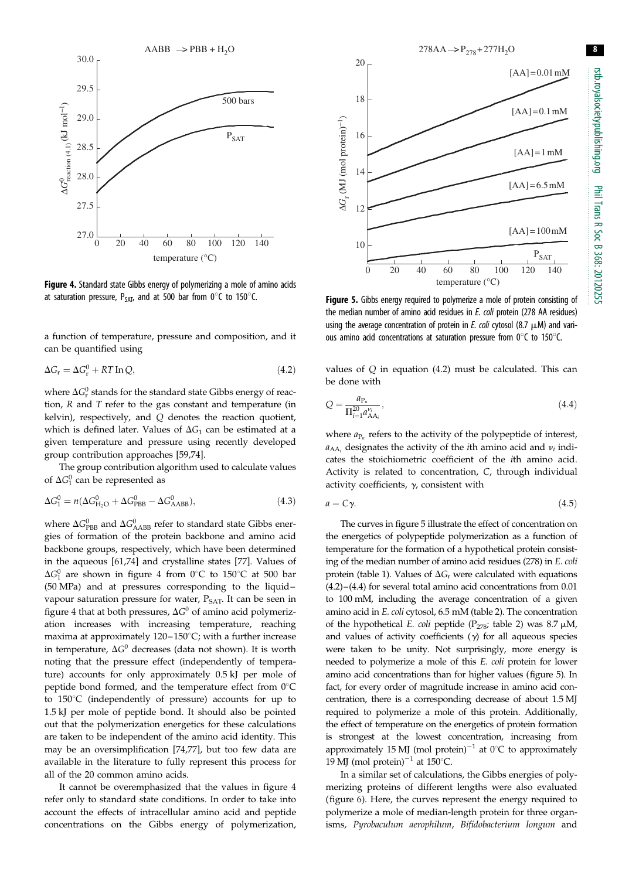**Figure 4.** Standard state Gibbs energy of polymerizing a mole of amino acids at saturation pressure, $P_{SAT}$, and at 500 bar from 0°C to 150°C.

**Figure 5.** Gibbs energy required to polymerize a mole of protein consisting of the median number of amino acid residues in *E. coli* protein (278 AA residues) using the average concentration of protein in *E. coli* cytosol (8.7 μM) and various amino acid concentrations at saturation pressure from 0°C to 150°C.

a function of temperature, pressure and composition, and it can be quantified using

$$\Delta G_r = \Delta G_r^0 + RT \ln Q, \tag{4.2}$$

where $\Delta G_r^0$ stands for the standard state Gibbs energy of reaction, $R$ and $T$ refer to the gas constant and temperature (in kelvin), respectively, and $Q$ denotes the reaction quotient, which is defined later. Values of $\Delta G_1$ can be estimated at a given temperature and pressure using recently developed group contribution approaches [59,74].

The group contribution algorithm used to calculate values of $\Delta G_1^0$ can be represented as

$$\Delta G_1^0 = n(\Delta G_{H_2O}^0 + \Delta G_{PBB}^0 - \Delta G_{AABB}^0), \tag{4.3}$$

where $\Delta G_{PBB}^0$ and $\Delta G_{AABB}^0$ refer to standard state Gibbs energies of formation of the protein backbone and amino acid backbone groups, respectively, which have been determined in the aqueous [61,74] and crystalline states [77]. Values of $\Delta G_1^0$ are shown in figure 4 from 0°C to 150°C at 500 bar (50 MPa) and at pressures corresponding to the liquid–vapour saturation pressure for water, $P_{SAT}$. It can be seen in figure 4 that at both pressures, $\Delta G^0$ of amino acid polymerization increases with increasing temperature, reaching maxima at approximately 120–150°C; with a further increase in temperature, $\Delta G^0$ decreases (data not shown). It is worth noting that the pressure effect (independently of temperature) accounts for only approximately 0.5 kJ per mole of peptide bond formed, and the temperature effect from 0°C to 150°C (independently of pressure) accounts for up to 1.5 kJ per mole of peptide bond. It should also be pointed out that the polymerization energetics for these calculations are taken to be independent of the amino acid identity. This may be an oversimplification [74,77], but too few data are available in the literature to fully represent this process for all of the 20 common amino acids.

It cannot be overemphasized that the values in figure 4 refer only to standard state conditions. In order to take into account the effects of intracellular amino acid and peptide concentrations on the Gibbs energy of polymerization, values of $Q$ in equation (4.2) must be calculated. This can be done with

$$Q = \frac{a_{P_n}}{\Pi_{i=1}^{20} a_{AA_i}^{\nu_i}}, \tag{4.4}$$

where $a_{P_n}$ refers to the activity of the polypeptide of interest, $a_{AA_i}$ designates the activity of the $i$th amino acid and $\nu_i$ indicates the stoichiometric coefficient of the $i$th amino acid. Activity is related to concentration, $C$, through individual activity coefficients, $\gamma$, consistent with

$$a = C\gamma. \tag{4.5}$$

The curves in figure 5 illustrate the effect of concentration on the energetics of polypeptide polymerization as a function of temperature for the formation of a hypothetical protein consisting of the median number of amino acid residues (278) in *E. coli* protein (table 1). Values of $\Delta G_r$ were calculated with equations (4.2)–(4.4) for several total amino acid concentrations from 0.01 to 100 mM, including the average concentration of a given amino acid in *E. coli* cytosol, 6.5 mM (table 2). The concentration of the hypothetical *E. coli* peptide ($P_{278}$; table 2) was 8.7 μM, and values of activity coefficients ($\gamma$) for all aqueous species were taken to be unity. Not surprisingly, more energy is needed to polymerize a mole of this *E. coli* protein for lower amino acid concentrations than for higher values (figure 5). In fact, for every order of magnitude increase in amino acid concentration, there is a corresponding decrease of about 1.5 MJ required to polymerize a mole of this protein. Additionally, the effect of temperature on the energetics of protein formation is strongest at the lowest concentration, increasing from approximately 15 MJ (mol protein)$^{-1}$ at 0°C to approximately 19 MJ (mol protein)$^{-1}$ at 150°C.

In a similar set of calculations, the Gibbs energies of polymerizing proteins of different lengths were also evaluated (figure 6). Here, the curves represent the energy required to polymerize a mole of median-length protein for three organisms, *Pyrobaculum aerophilum*, *Bifidobacterium longum* and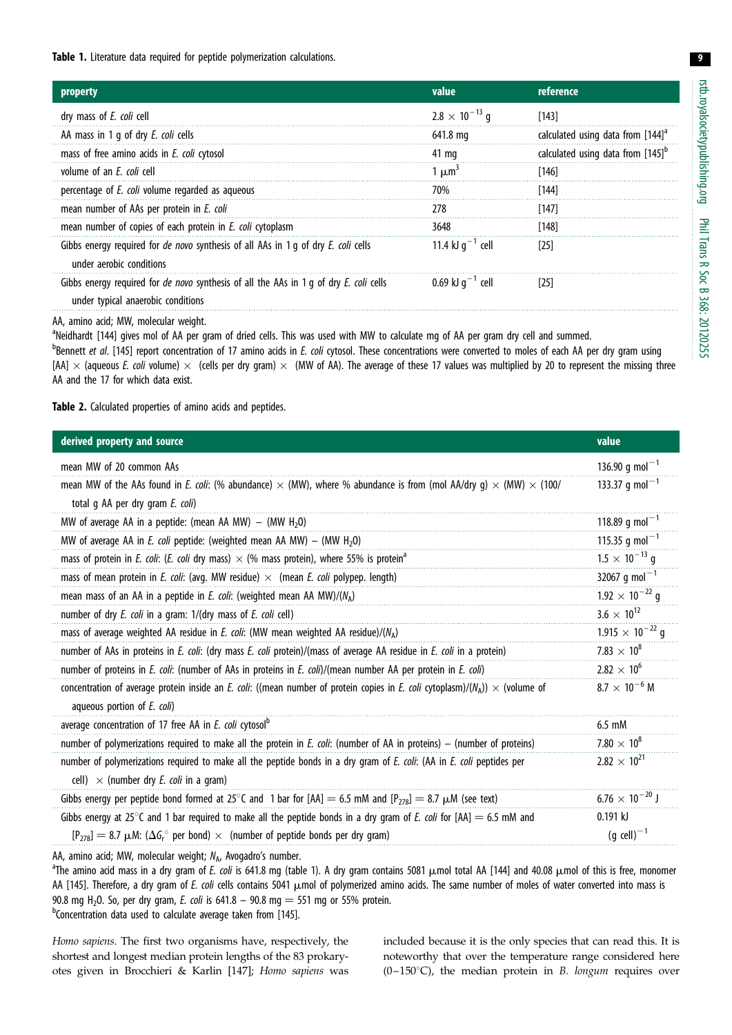**Table 1.** Literature data required for peptide polymerization calculations.

| property | value | reference |
|---|---|---|
| dry mass of *E. coli* cell | $2.8 \times 10^{-13}$ g | [143] |
| AA mass in 1 g of dry *E. coli* cells | 641.8 mg | calculated using data from [144][a] |
| mass of free amino acids in *E. coli* cytosol | 41 mg | calculated using data from [145][b] |
| volume of an *E. coli* cell | 1 $\mu m^3$ | [146] |
| percentage of *E. coli* volume regarded as aqueous | 70% | [144] |
| mean number of AAs per protein in *E. coli* | 278 | [147] |
| mean number of copies of each protein in *E. coli* cytoplasm | 3648 | [148] |
| Gibbs energy required for *de novo* synthesis of all AAs in 1 g of dry *E. coli* cells under aerobic conditions | 11.4 kJ $g^{-1}$ cell | [25] |
| Gibbs energy required for *de novo* synthesis of all the AAs in 1 g of dry *E. coli* cells under typical anaerobic conditions | 0.69 kJ $g^{-1}$ cell | [25] |

AA, amino acid; MW, molecular weight.

[a]Neidhardt [144] gives mol of AA per gram of dried cells. This was used with MW to calculate mg of AA per gram dry cell and summed.

[b]Bennett *et al.* [145] report concentration of 17 amino acids in *E. coli* cytosol. These concentrations were converted to moles of each AA per dry gram using [AA] × (aqueous *E. coli* volume) × (cells per dry gram) × (MW of AA). The average of these 17 values was multiplied by 20 to represent the missing three AA and the 17 for which data exist.

**Table 2.** Calculated properties of amino acids and peptides.

| derived property and source | value |
|---|---|
| mean MW of 20 common AAs | 136.90 g $mol^{-1}$ |
| mean MW of the AAs found in *E. coli*: (% abundance) × (MW), where % abundance is from (mol AA/dry g) × (MW) × (100/total g AA per dry gram *E. coli*) | 133.37 g $mol^{-1}$ |
| MW of average AA in a peptide: (mean AA MW) − (MW $H_2O$) | 118.89 g $mol^{-1}$ |
| MW of average AA in *E. coli* peptide: (weighted mean AA MW) − (MW $H_2O$) | 115.35 g $mol^{-1}$ |
| mass of protein in *E. coli*: (*E. coli* dry mass) × (% mass protein), where 55% is protein[a] | $1.5 \times 10^{-13}$ g |
| mass of mean protein in *E. coli*: (avg. MW residue) × (mean *E. coli* polypep. length) | 32067 g $mol^{-1}$ |
| mean mass of an AA in a peptide in *E. coli*: (weighted mean AA MW)/($N_A$) | $1.92 \times 10^{-22}$ g |
| number of dry *E. coli* in a gram: 1/(dry mass of *E. coli* cell) | $3.6 \times 10^{12}$ |
| mass of average weighted AA residue in *E. coli*: (MW mean weighted AA residue)/($N_A$) | $1.915 \times 10^{-22}$ g |
| number of AAs in proteins in *E. coli*: (dry mass *E. coli* protein)/(mass of average AA residue in *E. coli* in a protein) | $7.83 \times 10^{8}$ |
| number of proteins in *E. coli*: (number of AAs in proteins in *E. coli*)/(mean number AA per protein in *E. coli*) | $2.82 \times 10^{6}$ |
| concentration of average protein inside an *E. coli*: ((mean number of protein copies in *E. coli* cytoplasm)/($N_A$)) × (volume of aqueous portion of *E. coli*) | $8.7 \times 10^{-6}$ M |
| average concentration of 17 free AA in *E. coli* cytosol[b] | 6.5 mM |
| number of polymerizations required to make all the protein in *E. coli*: (number of AA in proteins) − (number of proteins) | $7.80 \times 10^{8}$ |
| number of polymerizations required to make all the peptide bonds in a dry gram of *E. coli*: (AA in *E. coli* peptides per cell) × (number dry *E. coli* in a gram) | $2.82 \times 10^{21}$ |
| Gibbs energy per peptide bond formed at 25°C and 1 bar for [AA] = 6.5 mM and [$P_{278}$] = 8.7 µM (see text) | $6.76 \times 10^{-20}$ J |
| Gibbs energy at 25°C and 1 bar required to make all the peptide bonds in a dry gram of *E. coli* for [AA] = 6.5 mM and [$P_{278}$] = 8.7 µM: ($\Delta G_r^\circ$ per bond) × (number of peptide bonds per dry gram) | 0.191 kJ $(g\ cell)^{-1}$ |

AA, amino acid; MW, molecular weight; $N_A$, Avogadro's number.

[a]The amino acid mass in a dry gram of *E. coli* is 641.8 mg (table 1). A dry gram contains 5081 µmol total AA [144] and 40.08 µmol of this is free, monomer AA [145]. Therefore, a dry gram of *E. coli* cells contains 5041 µmol of polymerized amino acids. The same number of moles of water converted into mass is 90.8 mg $H_2O$. So, per dry gram, *E. coli* is 641.8 − 90.8 mg = 551 mg or 55% protein.

[b]Concentration data used to calculate average taken from [145].

*Homo sapiens*. The first two organisms have, respectively, the shortest and longest median protein lengths of the 83 prokaryotes given in Brocchieri & Karlin [147]; *Homo sapiens* was included because it is the only species that can read this. It is noteworthy that over the temperature range considered here (0–150°C), the median protein in *B. longum* requires over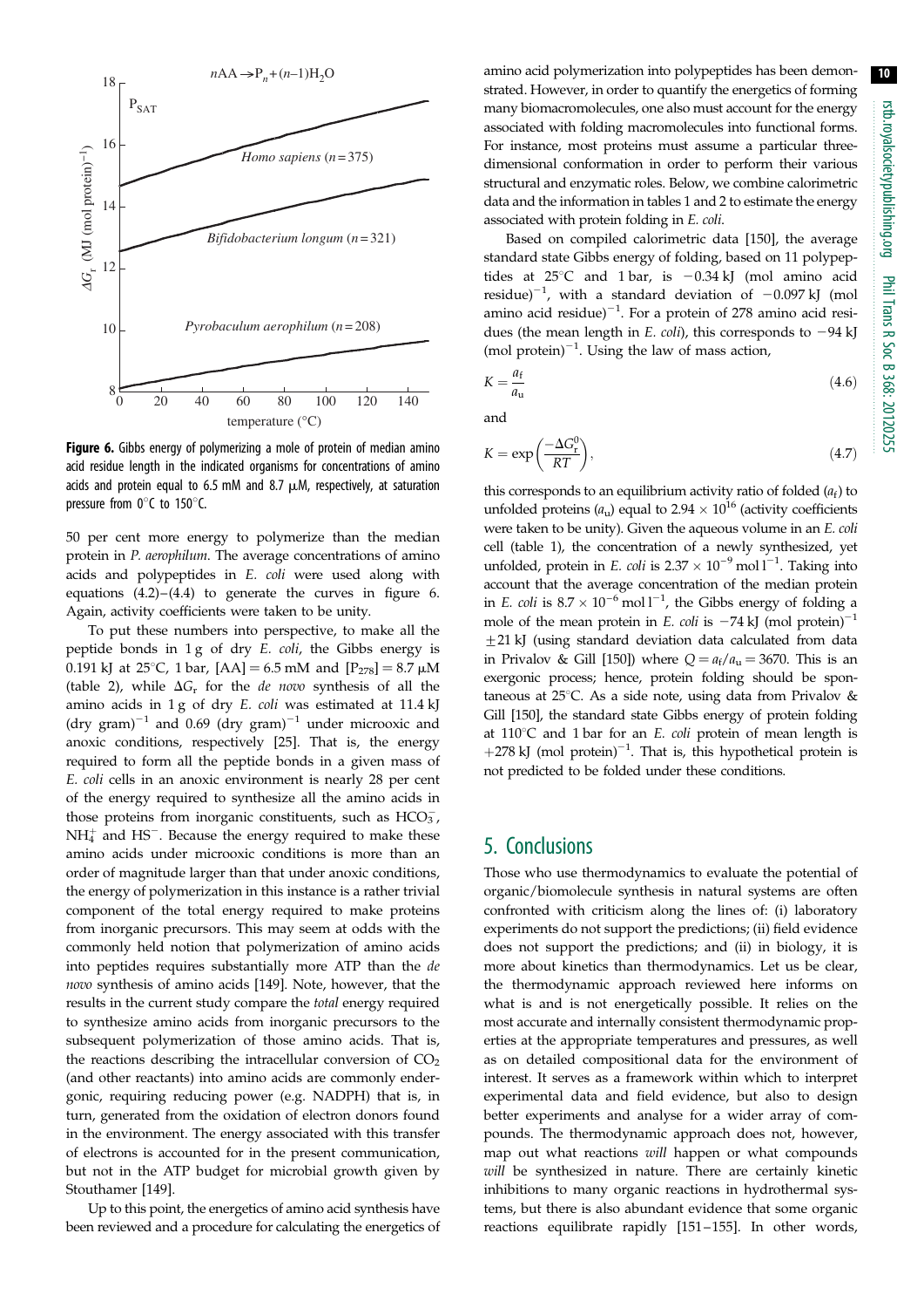Figure 6. Gibbs energy of polymerizing a mole of protein of median amino acid residue length in the indicated organisms for concentrations of amino acids and protein equal to 6.5 mM and 8.7 μM, respectively, at saturation pressure from 0°C to 150°C.

50 per cent more energy to polymerize than the median protein in *P. aerophilum*. The average concentrations of amino acids and polypeptides in *E. coli* were used along with equations (4.2)–(4.4) to generate the curves in figure 6. Again, activity coefficients were taken to be unity.

To put these numbers into perspective, to make all the peptide bonds in 1 g of dry *E. coli*, the Gibbs energy is 0.191 kJ at 25°C, 1 bar, [AA] = 6.5 mM and $[P_{278}] = 8.7$ μM (table 2), while $\Delta G_r$ for the *de novo* synthesis of all the amino acids in 1 g of dry *E. coli* was estimated at 11.4 kJ (dry gram)$^{-1}$ and 0.69 (dry gram)$^{-1}$ under microoxic and anoxic conditions, respectively [25]. That is, the energy required to form all the peptide bonds in a given mass of *E. coli* cells in an anoxic environment is nearly 28 per cent of the energy required to synthesize all the amino acids in those proteins from inorganic constituents, such as $HCO_3^-$, $NH_4^+$ and $HS^-$. Because the energy required to make these amino acids under microoxic conditions is more than an order of magnitude larger than that under anoxic conditions, the energy of polymerization in this instance is a rather trivial component of the total energy required to make proteins from inorganic precursors. This may seem at odds with the commonly held notion that polymerization of amino acids into peptides requires substantially more ATP than the *de novo* synthesis of amino acids [149]. Note, however, that the results in the current study compare the *total* energy required to synthesize amino acids from inorganic precursors to the subsequent polymerization of those amino acids. That is, the reactions describing the intracellular conversion of $CO_2$ (and other reactants) into amino acids are commonly endergonic, requiring reducing power (e.g. NADPH) that is, in turn, generated from the oxidation of electron donors found in the environment. The energy associated with this transfer of electrons is accounted for in the present communication, but not in the ATP budget for microbial growth given by Stouthamer [149].

Up to this point, the energetics of amino acid synthesis have been reviewed and a procedure for calculating the energetics of amino acid polymerization into polypeptides has been demonstrated. However, in order to quantify the energetics of forming many biomacromolecules, one also must account for the energy associated with folding macromolecules into functional forms. For instance, most proteins must assume a particular three-dimensional conformation in order to perform their various structural and enzymatic roles. Below, we combine calorimetric data and the information in tables 1 and 2 to estimate the energy associated with protein folding in *E. coli*.

Based on compiled calorimetric data [150], the average standard state Gibbs energy of folding, based on 11 polypeptides at 25°C and 1 bar, is −0.34 kJ (mol amino acid residue)$^{-1}$, with a standard deviation of −0.097 kJ (mol amino acid residue)$^{-1}$. For a protein of 278 amino acid residues (the mean length in *E. coli*), this corresponds to −94 kJ (mol protein)$^{-1}$. Using the law of mass action,

$$K = \frac{a_f}{a_u} \tag{4.6}$$

and

$$K = \exp\left(\frac{-\Delta G_r^0}{RT}\right), \tag{4.7}$$

this corresponds to an equilibrium activity ratio of folded ($a_f$) to unfolded proteins ($a_u$) equal to $2.94 \times 10^{16}$ (activity coefficients were taken to be unity). Given the aqueous volume in an *E. coli* cell (table 1), the concentration of a newly synthesized, yet unfolded, protein in *E. coli* is $2.37 \times 10^{-9}$ mol l$^{-1}$. Taking into account that the average concentration of the median protein in *E. coli* is $8.7 \times 10^{-6}$ mol l$^{-1}$, the Gibbs energy of folding a mole of the mean protein in *E. coli* is −74 kJ (mol protein)$^{-1}$ ±21 kJ (using standard deviation data calculated from data in Privalov & Gill [150]) where $Q = a_f/a_u = 3670$. This is an exergonic process; hence, protein folding should be spontaneous at 25°C. As a side note, using data from Privalov & Gill [150], the standard state Gibbs energy of protein folding at 110°C and 1 bar for an *E. coli* protein of mean length is +278 kJ (mol protein)$^{-1}$. That is, this hypothetical protein is not predicted to be folded under these conditions.

## 5. Conclusions

Those who use thermodynamics to evaluate the potential of organic/biomolecule synthesis in natural systems are often confronted with criticism along the lines of: (i) laboratory experiments do not support the predictions; (ii) field evidence does not support the predictions; and (ii) in biology, it is more about kinetics than thermodynamics. Let us be clear, the thermodynamic approach reviewed here informs on what is and is not energetically possible. It relies on the most accurate and internally consistent thermodynamic properties at the appropriate temperatures and pressures, as well as on detailed compositional data for the environment of interest. It serves as a framework within which to interpret experimental data and field evidence, but also to design better experiments and analyse for a wider array of compounds. The thermodynamic approach does not, however, map out what reactions *will* happen or what compounds *will* be synthesized in nature. There are certainly kinetic inhibitions to many organic reactions in hydrothermal systems, but there is also abundant evidence that some organic reactions equilibrate rapidly [151–155]. In other words,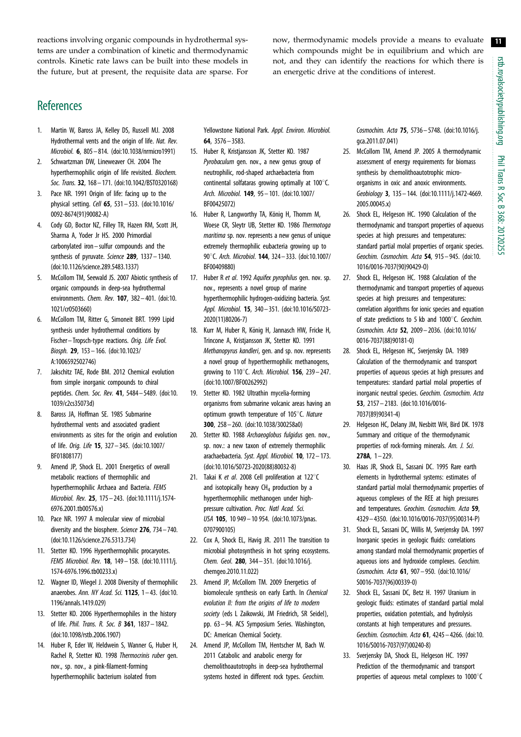reactions involving organic compounds in hydrothermal systems are under a combination of kinetic and thermodynamic controls. Kinetic rate laws can be built into these models in the future, but at present, the requisite data are sparse. For now, thermodynamic models provide a means to evaluate which compounds might be in equilibrium and which are not, and they can identify the reactions for which there is an energetic drive at the conditions of interest.

## References

1. Martin W, Baross JA, Kelley DS, Russell MJ. 2008 Hydrothermal vents and the origin of life. *Nat. Rev. Microbiol.* **6**, 805–814. (doi:10.1038/nrmicro1991)
2. Schwartzman DW, Lineweaver CH. 2004 The hyperthermophilic origin of life revisited. *Biochem. Soc. Trans.* **32**, 168–171. (doi:10.1042/BST0320168)
3. Pace NR. 1991 Origin of life: facing up to the physical setting. *Cell* **65**, 531–533. (doi:10.1016/0092-8674(91)90082-A)
4. Cody GD, Boctor NZ, Filley TR, Hazen RM, Scott JH, Sharma A, Yoder Jr HS. 2000 Primordial carbonylated iron–sulfur compounds and the synthesis of pyruvate. *Science* **289**, 1337–1340. (doi:10.1126/science.289.5483.1337)
5. McCollom TM, Seewald JS. 2007 Abiotic synthesis of organic compounds in deep-sea hydrothermal environments. *Chem. Rev.* **107**, 382–401. (doi:10.1021/cr0503660)
6. McCollom TM, Ritter G, Simoneit BRT. 1999 Lipid synthesis under hydrothermal conditions by Fischer–Tropsch-type reactions. *Orig. Life Evol. Biosph.* **29**, 153–166. (doi:10.1023/A:1006592502746)
7. Jakschitz TAE, Rode BM. 2012 Chemical evolution from simple inorganic compounds to chiral peptides. *Chem. Soc. Rev.* **41**, 5484–5489. (doi:10.1039/c2cs35073d)
8. Baross JA, Hoffman SE. 1985 Submarine hydrothermal vents and associated gradient environments as sites for the origin and evolution of life. *Orig. Life* **15**, 327–345. (doi:10.1007/BF01808177)
9. Amend JP, Shock EL. 2001 Energetics of overall metabolic reactions of thermophilic and hyperthermophilic Archaea and Bacteria. *FEMS Microbiol. Rev.* **25**, 175–243. (doi:10.1111/j.1574-6976.2001.tb00576.x)
10. Pace NR. 1997 A molecular view of microbial diversity and the biosphere. *Science* **276**, 734–740. (doi:10.1126/science.276.5313.734)
11. Stetter KO. 1996 Hyperthermophilic procaryotes. *FEMS Microbiol. Rev.* **18**, 149–158. (doi:10.1111/j.1574-6976.1996.tb00233.x)
12. Wagner ID, Wiegel J. 2008 Diversity of thermophilic anaerobes. *Ann. NY Acad. Sci.* **1125**, 1–43. (doi:10.1196/annals.1419.029)
13. Stetter KO. 2006 Hyperthermophiles in the history of life. *Phil. Trans. R. Soc. B* **361**, 1837–1842. (doi:10.1098/rstb.2006.1907)
14. Huber R, Eder W, Heldwein S, Wanner G, Huber H, Rachel R, Stetter KO. 1998 *Thermocrinis ruber* gen. nov., sp. nov., a pink-filament-forming hyperthermophilic bacterium isolated from Yellowstone National Park. *Appl. Environ. Microbiol.* **64**, 3576–3583.
15. Huber R, Kristjansson JK, Stetter KO. 1987 *Pyrobaculum* gen. nov., a new genus group of neutrophilic, rod-shaped archaebacteria from continental solfataras growing optimally at 100°C. *Arch. Microbiol.* **149**, 95–101. (doi:10.1007/BF00425072)
16. Huber R, Langworthy TA, König H, Thomm M, Woese CR, Sleytr UB, Stetter KO. 1986 *Thermotoga maritima* sp. nov. represents a new genus of unique extremely thermophilic eubacteria growing up to 90°C. *Arch. Microbiol.* **144**, 324–333. (doi:10.1007/BF00409880)
17. Huber R *et al.* 1992 *Aquifex pyrophilus* gen. nov. sp. nov., represents a novel group of marine hyperthermophilic hydrogen-oxidizing bacteria. *Syst. Appl. Microbiol.* **15**, 340–351. (doi:10.1016/S0723-2020(11)80206-7)
18. Kurr M, Huber R, König H, Jannasch HW, Fricke H, Trincone A, Kristjansson JK, Stetter KO. 1991 *Methanopyrus kandleri*, gen. and sp. nov. represents a novel group of hyperthermophilic methanogens, growing to 110°C. *Arch. Microbiol.* **156**, 239–247. (doi:10.1007/BF00262992)
19. Stetter KO. 1982 Ultrathin mycelia-forming organisms from submarine volcanic areas having an optimum growth temperature of 105°C. *Nature* **300**, 258–260. (doi:10.1038/300258a0)
20. Stetter KO. 1988 *Archaeoglobus fulgidus* gen. nov., sp. nov.: a new taxon of extremely thermophilic arachaebacteria. *Syst. Appl. Microbiol.* **10**, 172–173. (doi:10.1016/S0723-2020(88)80032-8)
21. Takai K *et al.* 2008 Cell proliferation at 122°C and isotopically heavy $CH_4$ production by a hyperthermophilic methanogen under high-pressure cultivation. *Proc. Natl Acad. Sci. USA* **105**, 10 949–10 954. (doi:10.1073/pnas.0707900105)
22. Cox A, Shock EL, Havig JR. 2011 The transition to microbial photosynthesis in hot spring ecosystems. *Chem. Geol.* **280**, 344–351. (doi:10.1016/j.chemgeo.2010.11.022)
23. Amend JP, McCollom TM. 2009 Energetics of biomolecule synthesis on early Earth. In *Chemical evolution II: from the origins of life to modern society* (eds L Zaikowski, JM Friedrich, SR Seidel), pp. 63–94. ACS Symposium Series. Washington, DC: American Chemical Society.
24. Amend JP, McCollom TM, Hentscher M, Bach W. 2011 Catabolic and anabolic energy for chemolithoautotrophs in deep-sea hydrothermal systems hosted in different rock types. *Geochim. Cosmochim. Acta* **75**, 5736–5748. (doi:10.1016/j.gca.2011.07.041)
25. McCollom TM, Amend JP. 2005 A thermodynamic assessment of energy requirements for biomass synthesis by chemolithoautotrophic micro-organisms in oxic and anoxic environments. *Geobiology* **3**, 135–144. (doi:10.1111/j.1472-4669.2005.00045.x)
26. Shock EL, Helgeson HC. 1990 Calculation of the thermodynamic and transport properties of aqueous species at high pressures and temperatures: standard partial molal properties of organic species. *Geochim. Cosmochim. Acta* **54**, 915–945. (doi:10.1016/0016-7037(90)90429-O)
27. Shock EL, Helgeson HC. 1988 Calculation of the thermodynamic and transport properties of aqueous species at high pressures and temperatures: correlation algorithms for ionic species and equation of state predictions to 5 kb and 1000°C. *Geochim. Cosmochim. Acta* **52**, 2009–2036. (doi:10.1016/0016-7037(88)90181-0)
28. Shock EL, Helgeson HC, Sverjensky DA. 1989 Calculation of the thermodynamic and transport properties of aqueous species at high pressures and temperatures: standard partial molal properties of inorganic neutral species. *Geochim. Cosmochim. Acta* **53**, 2157–2183. (doi:10.1016/0016-7037(89)90341-4)
29. Helgeson HC, Delany JM, Nesbitt WH, Bird DK. 1978 Summary and critique of the thermodynamic properties of rock-forming minerals. *Am. J. Sci.* **278A**, 1–229.
30. Haas JR, Shock EL, Sassani DC. 1995 Rare earth elements in hydrothermal systems: estimates of standard partial molal thermodynamic properties of aqueous complexes of the REE at high pressures and temperatures. *Geochim. Cosmochim. Acta* **59**, 4329–4350. (doi:10.1016/0016-7037(95)00314-P)
31. Shock EL, Sassani DC, Willis M, Sverjensky DA. 1997 Inorganic species in geologic fluids: correlations among standard molal thermodynamic properties of aqueous ions and hydroxide complexes. *Geochim. Cosmochim. Acta* **61**, 907–950. (doi:10.1016/S0016-7037(96)00339-0)
32. Shock EL, Sassani DC, Betz H. 1997 Uranium in geologic fluids: estimates of standard partial molal properties, oxidation potentials, and hydrolysis constants at high temperatures and pressures. *Geochim. Cosmochim. Acta* **61**, 4245–4266. (doi:10.1016/S0016-7037(97)00240-8)
33. Sverjensky DA, Shock EL, Helgeson HC. 1997 Prediction of the thermodynamic and transport properties of aqueous metal complexes to 1000°C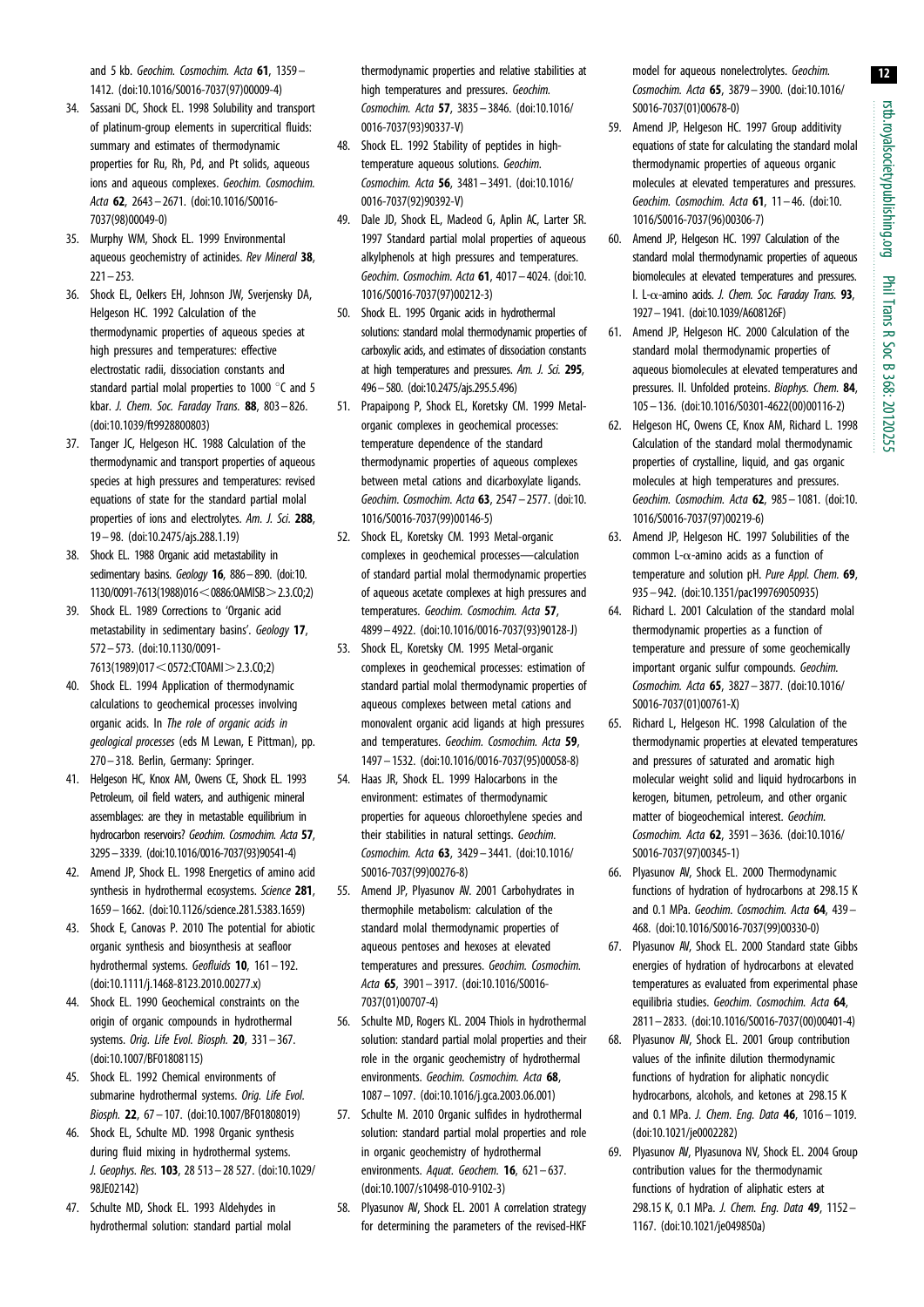and 5 kb. Geochim. Cosmochim. Acta 61, 1359–1412. (doi:10.1016/S0016-7037(97)00009-4)

34. Sassani DC, Shock EL. 1998 Solubility and transport of platinum-group elements in supercritical fluids: summary and estimates of thermodynamic properties for Ru, Rh, Pd, and Pt solids, aqueous ions and aqueous complexes. Geochim. Cosmochim. Acta 62, 2643–2671. (doi:10.1016/S0016-7037(98)00049-0)
35. Murphy WM, Shock EL. 1999 Environmental aqueous geochemistry of actinides. Rev Mineral 38, 221–253.
36. Shock EL, Oelkers EH, Johnson JW, Sverjensky DA, Helgeson HC. 1992 Calculation of the thermodynamic properties of aqueous species at high pressures and temperatures: effective electrostatic radii, dissociation constants and standard partial molal properties to 1000 °C and 5 kbar. J. Chem. Soc. Faraday Trans. 88, 803–826. (doi:10.1039/ft9928800803)
37. Tanger JC, Helgeson HC. 1988 Calculation of the thermodynamic and transport properties of aqueous species at high pressures and temperatures: revised equations of state for the standard partial molal properties of ions and electrolytes. Am. J. Sci. 288, 19–98. (doi:10.2475/ajs.288.1.19)
38. Shock EL. 1988 Organic acid metastability in sedimentary basins. Geology 16, 886–890. (doi:10.1130/0091-7613(1988)016<0886:OAMISB>2.3.CO;2)
39. Shock EL. 1989 Corrections to 'Organic acid metastability in sedimentary basins'. Geology 17, 572–573. (doi:10.1130/0091-7613(1989)017<0572:CTOAMI>2.3.CO;2)
40. Shock EL. 1994 Application of thermodynamic calculations to geochemical processes involving organic acids. In The role of organic acids in geological processes (eds M Lewan, E Pittman), pp. 270–318. Berlin, Germany: Springer.
41. Helgeson HC, Knox AM, Owens CE, Shock EL. 1993 Petroleum, oil field waters, and authigenic mineral assemblages: are they in metastable equilibrium in hydrocarbon reservoirs? Geochim. Cosmochim. Acta 57, 3295–3339. (doi:10.1016/0016-7037(93)90541-4)
42. Amend JP, Shock EL. 1998 Energetics of amino acid synthesis in hydrothermal ecosystems. Science 281, 1659–1662. (doi:10.1126/science.281.5383.1659)
43. Shock E, Canovas P. 2010 The potential for abiotic organic synthesis and biosynthesis at seafloor hydrothermal systems. Geofluids 10, 161–192. (doi:10.1111/j.1468-8123.2010.00277.x)
44. Shock EL. 1990 Geochemical constraints on the origin of organic compounds in hydrothermal systems. Orig. Life Evol. Biosph. 20, 331–367. (doi:10.1007/BF01808115)
45. Shock EL. 1992 Chemical environments of submarine hydrothermal systems. Orig. Life Evol. Biosph. 22, 67–107. (doi:10.1007/BF01808019)
46. Shock EL, Schulte MD. 1998 Organic synthesis during fluid mixing in hydrothermal systems. J. Geophys. Res. 103, 28 513–28 527. (doi:10.1029/98JE02142)
47. Schulte MD, Shock EL. 1993 Aldehydes in hydrothermal solution: standard partial molal thermodynamic properties and relative stabilities at high temperatures and pressures. Geochim. Cosmochim. Acta 57, 3835–3846. (doi:10.1016/0016-7037(93)90337-V)
48. Shock EL. 1992 Stability of peptides in high-temperature aqueous solutions. Geochim. Cosmochim. Acta 56, 3481–3491. (doi:10.1016/0016-7037(92)90392-V)
49. Dale JD, Shock EL, Macleod G, Aplin AC, Larter SR. 1997 Standard partial molal properties of aqueous alkylphenols at high pressures and temperatures. Geochim. Cosmochim. Acta 61, 4017–4024. (doi:10.1016/S0016-7037(97)00212-3)
50. Shock EL. 1995 Organic acids in hydrothermal solutions: standard molal thermodynamic properties of carboxylic acids, and estimates of dissociation constants at high temperatures and pressures. Am. J. Sci. 295, 496–580. (doi:10.2475/ajs.295.5.496)
51. Prapaipong P, Shock EL, Koretsky CM. 1999 Metal-organic complexes in geochemical processes: temperature dependence of the standard thermodynamic properties of aqueous complexes between metal cations and dicarboxylate ligands. Geochim. Cosmochim. Acta 63, 2547–2577. (doi:10.1016/S0016-7037(99)00146-5)
52. Shock EL, Koretsky CM. 1993 Metal-organic complexes in geochemical processes—calculation of standard partial molal thermodynamic properties of aqueous acetate complexes at high pressures and temperatures. Geochim. Cosmochim. Acta 57, 4899–4922. (doi:10.1016/0016-7037(93)90128-J)
53. Shock EL, Koretsky CM. 1995 Metal-organic complexes in geochemical processes: estimation of standard partial molal thermodynamic properties of aqueous complexes between metal cations and monovalent organic acid ligands at high pressures and temperatures. Geochim. Cosmochim. Acta 59, 1497–1532. (doi:10.1016/0016-7037(95)00058-8)
54. Haas JR, Shock EL. 1999 Halocarbons in the environment: estimates of thermodynamic properties for aqueous chloroethylene species and their stabilities in natural settings. Geochim. Cosmochim. Acta 63, 3429–3441. (doi:10.1016/S0016-7037(99)00276-8)
55. Amend JP, Plyasunov AV. 2001 Carbohydrates in thermophile metabolism: calculation of the standard molal thermodynamic properties of aqueous pentoses and hexoses at elevated temperatures and pressures. Geochim. Cosmochim. Acta 65, 3901–3917. (doi:10.1016/S0016-7037(01)00707-4)
56. Schulte MD, Rogers KL. 2004 Thiols in hydrothermal solution: standard partial molal properties and their role in the organic geochemistry of hydrothermal environments. Geochim. Cosmochim. Acta 68, 1087–1097. (doi:10.1016/j.gca.2003.06.001)
57. Schulte M. 2010 Organic sulfides in hydrothermal solution: standard partial molal properties and role in organic geochemistry of hydrothermal environments. Aquat. Geochem. 16, 621–637. (doi:10.1007/s10498-010-9102-3)
58. Plyasunov AV, Shock EL. 2001 A correlation strategy for determining the parameters of the revised-HKF model for aqueous nonelectrolytes. Geochim. Cosmochim. Acta 65, 3879–3900. (doi:10.1016/S0016-7037(01)00678-0)
59. Amend JP, Helgeson HC. 1997 Group additivity equations of state for calculating the standard molal thermodynamic properties of aqueous organic molecules at elevated temperatures and pressures. Geochim. Cosmochim. Acta 61, 11–46. (doi:10.1016/S0016-7037(96)00306-7)
60. Amend JP, Helgeson HC. 1997 Calculation of the standard molal thermodynamic properties of aqueous biomolecules at elevated temperatures and pressures. I. L-α-amino acids. J. Chem. Soc. Faraday Trans. 93, 1927–1941. (doi:10.1039/A608126F)
61. Amend JP, Helgeson HC. 2000 Calculation of the standard molal thermodynamic properties of aqueous biomolecules at elevated temperatures and pressures. II. Unfolded proteins. Biophys. Chem. 84, 105–136. (doi:10.1016/S0301-4622(00)00116-2)
62. Helgeson HC, Owens CE, Knox AM, Richard L. 1998 Calculation of the standard molal thermodynamic properties of crystalline, liquid, and gas organic molecules at high temperatures and pressures. Geochim. Cosmochim. Acta 62, 985–1081. (doi:10.1016/S0016-7037(97)00219-6)
63. Amend JP, Helgeson HC. 1997 Solubilities of the common L-α-amino acids as a function of temperature and solution pH. Pure Appl. Chem. 69, 935–942. (doi:10.1351/pac199769050935)
64. Richard L. 2001 Calculation of the standard molal thermodynamic properties as a function of temperature and pressure of some geochemically important organic sulfur compounds. Geochim. Cosmochim. Acta 65, 3827–3877. (doi:10.1016/S0016-7037(01)00761-X)
65. Richard L, Helgeson HC. 1998 Calculation of the thermodynamic properties at elevated temperatures and pressures of saturated and aromatic high molecular weight solid and liquid hydrocarbons in kerogen, bitumen, petroleum, and other organic matter of biogeochemical interest. Geochim. Cosmochim. Acta 62, 3591–3636. (doi:10.1016/S0016-7037(97)00345-1)
66. Plyasunov AV, Shock EL. 2000 Thermodynamic functions of hydration of hydrocarbons at 298.15 K and 0.1 MPa. Geochim. Cosmochim. Acta 64, 439–468. (doi:10.1016/S0016-7037(99)00330-0)
67. Plyasunov AV, Shock EL. 2000 Standard state Gibbs energies of hydration of hydrocarbons at elevated temperatures as evaluated from experimental phase equilibria studies. Geochim. Cosmochim. Acta 64, 2811–2833. (doi:10.1016/S0016-7037(00)00401-4)
68. Plyasunov AV, Shock EL. 2001 Group contribution values of the infinite dilution thermodynamic functions of hydration for aliphatic noncyclic hydrocarbons, alcohols, and ketones at 298.15 K and 0.1 MPa. J. Chem. Eng. Data 46, 1016–1019. (doi:10.1021/je0002282)
69. Plyasunov AV, Plyasunova NV, Shock EL. 2004 Group contribution values for the thermodynamic functions of hydration of aliphatic esters at 298.15 K, 0.1 MPa. J. Chem. Eng. Data 49, 1152–1167. (doi:10.1021/je049850a)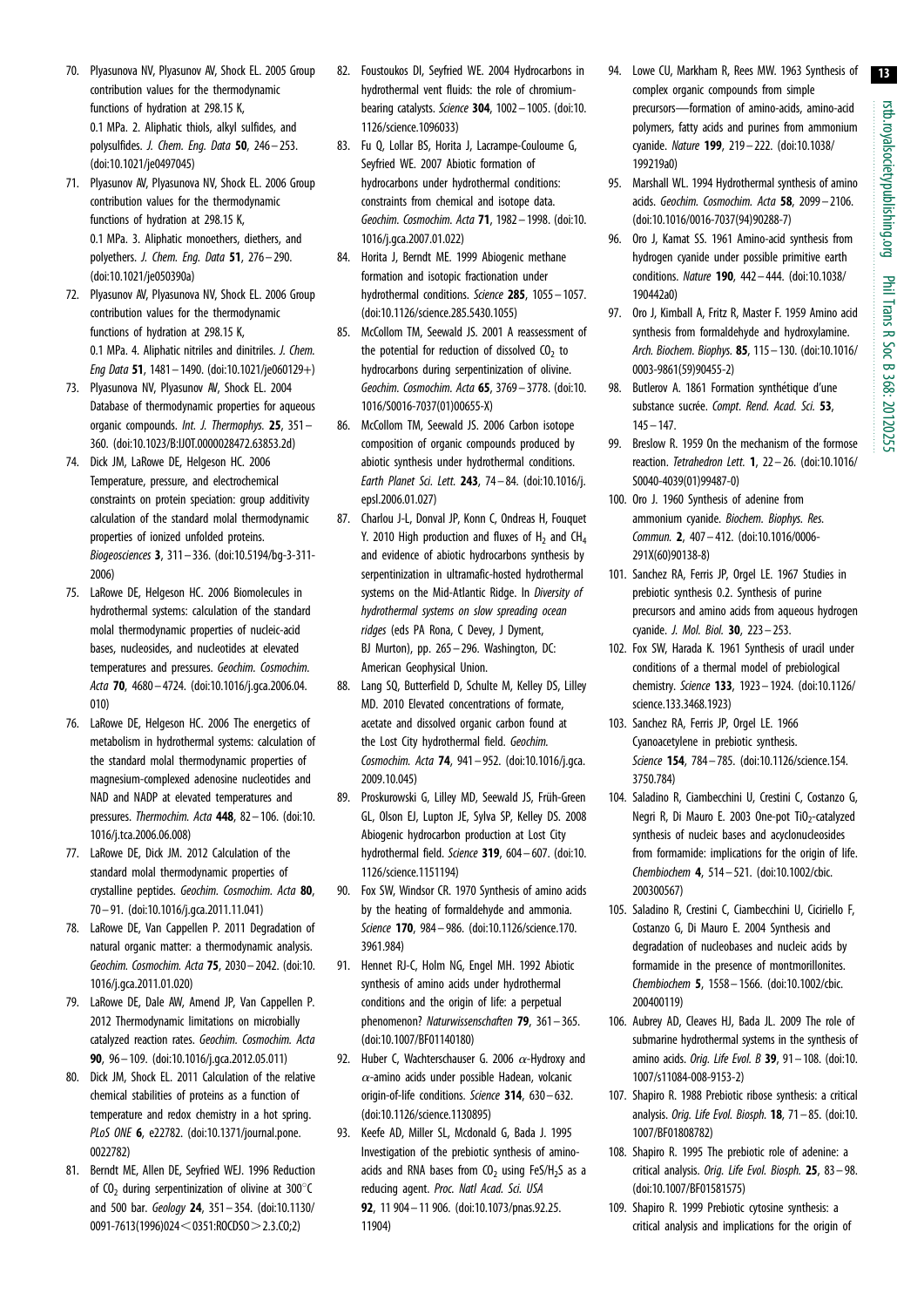70. Plyasunova NV, Plyasunov AV, Shock EL. 2005 Group contribution values for the thermodynamic functions of hydration at 298.15 K, 0.1 MPa. 2. Aliphatic thiols, alkyl sulfides, and polysulfides. *J. Chem. Eng. Data* **50**, 246–253. (doi:10.1021/je0497045)
71. Plyasunov AV, Plyasunova NV, Shock EL. 2006 Group contribution values for the thermodynamic functions of hydration at 298.15 K, 0.1 MPa. 3. Aliphatic monoethers, diethers, and polyethers. *J. Chem. Eng. Data* **51**, 276–290. (doi:10.1021/je050390a)
72. Plyasunova NV, Plyasunov AV, Shock EL. 2006 Group contribution values for the thermodynamic functions of hydration at 298.15 K, 0.1 MPa. 4. Aliphatic nitriles and dinitriles. *J. Chem. Eng Data* **51**, 1481–1490. (doi:10.1021/je060129+)
73. Plyasunova NV, Plyasunov AV, Shock EL. 2004 Database of thermodynamic properties for aqueous organic compounds. *Int. J. Thermophys.* **25**, 351–360. (doi:10.1023/B:IJOT.0000028472.63853.2d)
74. Dick JM, LaRowe DE, Helgeson HC. 2006 Temperature, pressure, and electrochemical constraints on protein speciation: group additivity calculation of the standard molal thermodynamic properties of ionized unfolded proteins. *Biogeosciences* **3**, 311–336. (doi:10.5194/bg-3-311-2006)
75. LaRowe DE, Helgeson HC. 2006 Biomolecules in hydrothermal systems: calculation of the standard molal thermodynamic properties of nucleic-acid bases, nucleosides, and nucleotides at elevated temperatures and pressures. *Geochim. Cosmochim. Acta* **70**, 4680–4724. (doi:10.1016/j.gca.2006.04.010)
76. LaRowe DE, Helgeson HC. 2006 The energetics of metabolism in hydrothermal systems: calculation of the standard molal thermodynamic properties of magnesium-complexed adenosine nucleotides and NAD and NADP at elevated temperatures and pressures. *Thermochim. Acta* **448**, 82–106. (doi:10.1016/j.tca.2006.06.008)
77. LaRowe DE, Dick JM. 2012 Calculation of the standard molal thermodynamic properties of crystalline peptides. *Geochim. Cosmochim. Acta* **80**, 70–91. (doi:10.1016/j.gca.2011.11.041)
78. LaRowe DE, Van Cappellen P. 2011 Degradation of natural organic matter: a thermodynamic analysis. *Geochim. Cosmochim. Acta* **75**, 2030–2042. (doi:10.1016/j.gca.2011.01.020)
79. LaRowe DE, Dale AW, Amend JP, Van Cappellen P. 2012 Thermodynamic limitations on microbially catalyzed reaction rates. *Geochim. Cosmochim. Acta* **90**, 96–109. (doi:10.1016/j.gca.2012.05.011)
80. Dick JM, Shock EL. 2011 Calculation of the relative chemical stabilities of proteins as a function of temperature and redox chemistry in a hot spring. *PLoS ONE* **6**, e22782. (doi:10.1371/journal.pone.0022782)
81. Berndt ME, Allen DE, Seyfried WEJ. 1996 Reduction of $CO_2$ during serpentinization of olivine at 300°C and 500 bar. *Geology* **24**, 351–354. (doi:10.1130/0091-7613(1996)024<0351:ROCDSO>2.3.CO;2)
82. Foustoukos DI, Seyfried WE. 2004 Hydrocarbons in hydrothermal vent fluids: the role of chromium-bearing catalysts. *Science* **304**, 1002–1005. (doi:10.1126/science.1096033)
83. Fu Q, Lollar BS, Horita J, Lacrampe-Couloume G, Seyfried WE. 2007 Abiotic formation of hydrocarbons under hydrothermal conditions: constraints from chemical and isotope data. *Geochim. Cosmochim. Acta* **71**, 1982–1998. (doi:10.1016/j.gca.2007.01.022)
84. Horita J, Berndt ME. 1999 Abiogenic methane formation and isotopic fractionation under hydrothermal conditions. *Science* **285**, 1055–1057. (doi:10.1126/science.285.5430.1055)
85. McCollom TM, Seewald JS. 2001 A reassessment of the potential for reduction of dissolved $CO_2$ to hydrocarbons during serpentinization of olivine. *Geochim. Cosmochim. Acta* **65**, 3769–3778. (doi:10.1016/S0016-7037(01)00655-X)
86. McCollom TM, Seewald JS. 2006 Carbon isotope composition of organic compounds produced by abiotic synthesis under hydrothermal conditions. *Earth Planet Sci. Lett.* **243**, 74–84. (doi:10.1016/j.epsl.2006.01.027)
87. Charlou J-L, Donval JP, Konn C, Ondreas H, Fouquet Y. 2010 High production and fluxes of $H_2$ and $CH_4$ and evidence of abiotic hydrocarbons synthesis by serpentinization in ultramafic-hosted hydrothermal systems on the Mid-Atlantic Ridge. In *Diversity of hydrothermal systems on slow spreading ocean ridges* (eds PA Rona, C Devey, J Dyment, BJ Murton), pp. 265–296. Washington, DC: American Geophysical Union.
88. Lang SQ, Butterfield D, Schulte M, Kelley DS, Lilley MD. 2010 Elevated concentrations of formate, acetate and dissolved organic carbon found at the Lost City hydrothermal field. *Geochim. Cosmochim. Acta* **74**, 941–952. (doi:10.1016/j.gca.2009.10.045)
89. Proskurowski G, Lilley MD, Seewald JS, Früh-Green GL, Olson EJ, Lupton JE, Sylva SP, Kelley DS. 2008 Abiogenic hydrocarbon production at Lost City hydrothermal field. *Science* **319**, 604–607. (doi:10.1126/science.1151194)
90. Fox SW, Windsor CR. 1970 Synthesis of amino acids by the heating of formaldehyde and ammonia. *Science* **170**, 984–986. (doi:10.1126/science.170.3961.984)
91. Hennet RJ-C, Holm NG, Engel MH. 1992 Abiotic synthesis of amino acids under hydrothermal conditions and the origin of life: a perpetual phenomenon? *Naturwissenschaften* **79**, 361–365. (doi:10.1007/BF01140180)
92. Huber C, Wachtershauser G. 2006 $\alpha$-Hydroxy and $\alpha$-amino acids under possible Hadean, volcanic origin-of-life conditions. *Science* **314**, 630–632. (doi:10.1126/science.1130895)
93. Keefe AD, Miller SL, Mcdonald G, Bada J. 1995 Investigation of the prebiotic synthesis of amino-acids and RNA bases from $CO_2$ using $FeS/H_2S$ as a reducing agent. *Proc. Natl Acad. Sci. USA* **92**, 11 904–11 906. (doi:10.1073/pnas.92.25.11904)
94. Lowe CU, Markham R, Rees MW. 1963 Synthesis of complex organic compounds from simple precursors—formation of amino-acids, amino-acid polymers, fatty acids and purines from ammonium cyanide. *Nature* **199**, 219–222. (doi:10.1038/199219a0)
95. Marshall WL. 1994 Hydrothermal synthesis of amino acids. *Geochim. Cosmochim. Acta* **58**, 2099–2106. (doi:10.1016/0016-7037(94)90288-7)
96. Oro J, Kamat SS. 1961 Amino-acid synthesis from hydrogen cyanide under possible primitive earth conditions. *Nature* **190**, 442–444. (doi:10.1038/190442a0)
97. Oro J, Kimball A, Fritz R, Master F. 1959 Amino acid synthesis from formaldehyde and hydroxylamine. *Arch. Biochem. Biophys.* **85**, 115–130. (doi:10.1016/0003-9861(59)90455-2)
98. Butlerov A. 1861 Formation synthétique d'une substance sucrée. *Compt. Rend. Acad. Sci.* **53**, 145–147.
99. Breslow R. 1959 On the mechanism of the formose reaction. *Tetrahedron Lett.* **1**, 22–26. (doi:10.1016/S0040-4039(01)99487-0)
100. Oro J. 1960 Synthesis of adenine from ammonium cyanide. *Biochem. Biophys. Res. Commun.* **2**, 407–412. (doi:10.1016/0006-291X(60)90138-8)
101. Sanchez RA, Ferris JP, Orgel LE. 1967 Studies in prebiotic synthesis 0.2. Synthesis of purine precursors and amino acids from aqueous hydrogen cyanide. *J. Mol. Biol.* **30**, 223–253.
102. Fox SW, Harada K. 1961 Synthesis of uracil under conditions of a thermal model of prebiological chemistry. *Science* **133**, 1923–1924. (doi:10.1126/science.133.3468.1923)
103. Sanchez RA, Ferris JP, Orgel LE. 1966 Cyanoacetylene in prebiotic synthesis. *Science* **154**, 784–785. (doi:10.1126/science.154.3750.784)
104. Saladino R, Ciambecchini U, Crestini C, Costanzo G, Negri R, Di Mauro E. 2003 One-pot $TiO_2$-catalyzed synthesis of nucleic bases and acyclonucleosides from formamide: implications for the origin of life. *Chembiochem* **4**, 514–521. (doi:10.1002/cbic.200300567)
105. Saladino R, Crestini C, Ciambecchini U, Ciciriello F, Costanzo G, Di Mauro E. 2004 Synthesis and degradation of nucleobases and nucleic acids by formamide in the presence of montmorillonites. *Chembiochem* **5**, 1558–1566. (doi:10.1002/cbic.200400119)
106. Aubrey AD, Cleaves HJ, Bada JL. 2009 The role of submarine hydrothermal systems in the synthesis of amino acids. *Orig. Life Evol. B* **39**, 91–108. (doi:10.1007/s11084-008-9153-2)
107. Shapiro R. 1988 Prebiotic ribose synthesis: a critical analysis. *Orig. Life Evol. Biosph.* **18**, 71–85. (doi:10.1007/BF01808782)
108. Shapiro R. 1995 The prebiotic role of adenine: a critical analysis. *Orig. Life Evol. Biosph.* **25**, 83–98. (doi:10.1007/BF01581575)
109. Shapiro R. 1999 Prebiotic cytosine synthesis: a critical analysis and implications for the origin of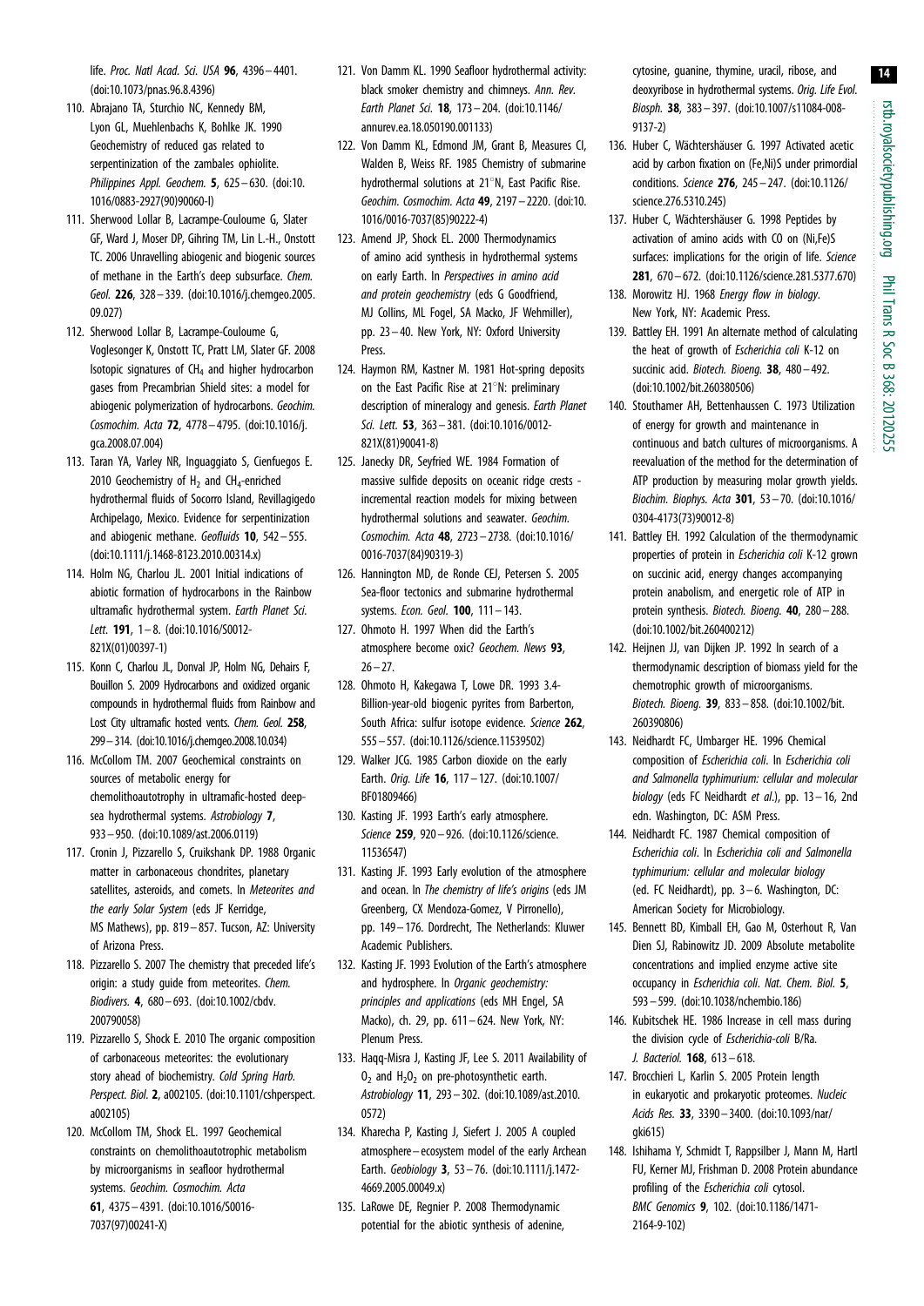life. *Proc. Natl Acad. Sci. USA* **96**, 4396–4401. (doi:10.1073/pnas.96.8.4396)

110. Abrajano TA, Sturchio NC, Kennedy BM, Lyon GL, Muehlenbachs K, Bohlke JK. 1990 Geochemistry of reduced gas related to serpentinization of the zambales ophiolite. *Philippines Appl. Geochem.* **5**, 625–630. (doi:10.1016/0883-2927(90)90060-I)
111. Sherwood Lollar B, Lacrampe-Couloume G, Slater GF, Ward J, Moser DP, Gihring TM, Lin L.-H., Onstott TC. 2006 Unravelling abiogenic and biogenic sources of methane in the Earth's deep subsurface. *Chem. Geol.* **226**, 328–339. (doi:10.1016/j.chemgeo.2005.09.027)
112. Sherwood Lollar B, Lacrampe-Couloume G, Voglesonger K, Onstott TC, Pratt LM, Slater GF. 2008 Isotopic signatures of $CH_4$ and higher hydrocarbon gases from Precambrian Shield sites: a model for abiogenic polymerization of hydrocarbons. *Geochim. Cosmochim. Acta* **72**, 4778–4795. (doi:10.1016/j.gca.2008.07.004)
113. Taran YA, Varley NR, Inguaggiato S, Cienfuegos E. 2010 Geochemistry of $H_2$ and $CH_4$-enriched hydrothermal fluids of Socorro Island, Revillagigedo Archipelago, Mexico. Evidence for serpentinization and abiogenic methane. *Geofluids* **10**, 542–555. (doi:10.1111/j.1468-8123.2010.00314.x)
114. Holm NG, Charlou JL. 2001 Initial indications of abiotic formation of hydrocarbons in the Rainbow ultramafic hydrothermal system. *Earth Planet Sci. Lett.* **191**, 1–8. (doi:10.1016/S0012-821X(01)00397-1)
115. Konn C, Charlou JL, Donval JP, Holm NG, Dehairs F, Bouillon S. 2009 Hydrocarbons and oxidized organic compounds in hydrothermal fluids from Rainbow and Lost City ultramafic hosted vents. *Chem. Geol.* **258**, 299–314. (doi:10.1016/j.chemgeo.2008.10.034)
116. McCollom TM. 2007 Geochemical constraints on sources of metabolic energy for chemolithoautotrophy in ultramafic-hosted deep-sea hydrothermal systems. *Astrobiology* **7**, 933–950. (doi:10.1089/ast.2006.0119)
117. Cronin J, Pizzarello S, Cruikshank DP. 1988 Organic matter in carbonaceous chondrites, planetary satellites, asteroids, and comets. In *Meteorites and the early Solar System* (eds JF Kerridge, MS Mathews), pp. 819–857. Tucson, AZ: University of Arizona Press.
118. Pizzarello S. 2007 The chemistry that preceded life's origin: a study guide from meteorites. *Chem. Biodivers.* **4**, 680–693. (doi:10.1002/cbdv.200790058)
119. Pizzarello S, Shock E. 2010 The organic composition of carbonaceous meteorites: the evolutionary story ahead of biochemistry. *Cold Spring Harb. Perspect. Biol.* **2**, a002105. (doi:10.1101/cshperspect.a002105)
120. McCollom TM, Shock EL. 1997 Geochemical constraints on chemolithoautotrophic metabolism by microorganisms in seafloor hydrothermal systems. *Geochim. Cosmochim. Acta* **61**, 4375–4391. (doi:10.1016/S0016-7037(97)00241-X)
121. Von Damm KL. 1990 Seafloor hydrothermal activity: black smoker chemistry and chimneys. *Ann. Rev. Earth Planet Sci.* **18**, 173–204. (doi:10.1146/annurev.ea.18.050190.001133)
122. Von Damm KL, Edmond JM, Grant B, Measures CI, Walden B, Weiss RF. 1985 Chemistry of submarine hydrothermal solutions at 21°N, East Pacific Rise. *Geochim. Cosmochim. Acta* **49**, 2197–2220. (doi:10.1016/0016-7037(85)90222-4)
123. Amend JP, Shock EL. 2000 Thermodynamics of amino acid synthesis in hydrothermal systems on early Earth. In *Perspectives in amino acid and protein geochemistry* (eds G Goodfriend, MJ Collins, ML Fogel, SA Macko, JF Wehmiller), pp. 23–40. New York, NY: Oxford University Press.
124. Haymon RM, Kastner M. 1981 Hot-spring deposits on the East Pacific Rise at 21°N: preliminary description of mineralogy and genesis. *Earth Planet Sci. Lett.* **53**, 363–381. (doi:10.1016/0012-821X(81)90041-8)
125. Janecky DR, Seyfried WE. 1984 Formation of massive sulfide deposits on oceanic ridge crests - incremental reaction models for mixing between hydrothermal solutions and seawater. *Geochim. Cosmochim. Acta* **48**, 2723–2738. (doi:10.1016/0016-7037(84)90319-3)
126. Hannington MD, de Ronde CEJ, Petersen S. 2005 Sea-floor tectonics and submarine hydrothermal systems. *Econ. Geol.* **100**, 111–143.
127. Ohmoto H. 1997 When did the Earth's atmosphere become oxic? *Geochem. News* **93**, 26–27.
128. Ohmoto H, Kakegawa T, Lowe DR. 1993 3.4-Billion-year-old biogenic pyrites from Barberton, South Africa: sulfur isotope evidence. *Science* **262**, 555–557. (doi:10.1126/science.11539502)
129. Walker JCG. 1985 Carbon dioxide on the early Earth. *Orig. Life* **16**, 117–127. (doi:10.1007/BF01809466)
130. Kasting JF. 1993 Earth's early atmosphere. *Science* **259**, 920–926. (doi:10.1126/science.11536547)
131. Kasting JF. 1993 Early evolution of the atmosphere and ocean. In *The chemistry of life's origins* (eds JM Greenberg, CX Mendoza-Gomez, V Pirronello), pp. 149–176. Dordrecht, The Netherlands: Kluwer Academic Publishers.
132. Kasting JF. 1993 Evolution of the Earth's atmosphere and hydrosphere. In *Organic geochemistry: principles and applications* (eds MH Engel, SA Macko), ch. 29, pp. 611–624. New York, NY: Plenum Press.
133. Haqq-Misra J, Kasting JF, Lee S. 2011 Availability of $O_2$ and $H_2O_2$ on pre-photosynthetic earth. *Astrobiology* **11**, 293–302. (doi:10.1089/ast.2010.0572)
134. Kharecha P, Kasting J, Siefert J. 2005 A coupled atmosphere–ecosystem model of the early Archean Earth. *Geobiology* **3**, 53–76. (doi:10.1111/j.1472-4669.2005.00049.x)
135. LaRowe DE, Regnier P. 2008 Thermodynamic potential for the abiotic synthesis of adenine, cytosine, guanine, thymine, uracil, ribose, and deoxyribose in hydrothermal systems. *Orig. Life Evol. Biosph.* **38**, 383–397. (doi:10.1007/s11084-008-9137-2)
136. Huber C, Wächtershäuser G. 1997 Activated acetic acid by carbon fixation on (Fe,Ni)S under primordial conditions. *Science* **276**, 245–247. (doi:10.1126/science.276.5310.245)
137. Huber C, Wächtershäuser G. 1998 Peptides by activation of amino acids with CO on (Ni,Fe)S surfaces: implications for the origin of life. *Science* **281**, 670–672. (doi:10.1126/science.281.5377.670)
138. Morowitz HJ. 1968 *Energy flow in biology*. New York, NY: Academic Press.
139. Battley EH. 1991 An alternate method of calculating the heat of growth of *Escherichia coli* K-12 on succinic acid. *Biotech. Bioeng.* **38**, 480–492. (doi:10.1002/bit.260380506)
140. Stouthamer AH, Bettenhaussen C. 1973 Utilization of energy for growth and maintenance in continuous and batch cultures of microorganisms. A reevaluation of the method for the determination of ATP production by measuring molar growth yields. *Biochim. Biophys. Acta* **301**, 53–70. (doi:10.1016/0304-4173(73)90012-8)
141. Battley EH. 1992 Calculation of the thermodynamic properties of protein in *Escherichia coli* K-12 grown on succinic acid, energy changes accompanying protein anabolism, and energetic role of ATP in protein synthesis. *Biotech. Bioeng.* **40**, 280–288. (doi:10.1002/bit.260400212)
142. Heijnen JJ, van Dijken JP. 1992 In search of a thermodynamic description of biomass yield for the chemotrophic growth of microorganisms. *Biotech. Bioeng.* **39**, 833–858. (doi:10.1002/bit.260390806)
143. Neidhardt FC, Umbarger HE. 1996 Chemical composition of *Escherichia coli*. In *Escherichia coli and Salmonella typhimurium: cellular and molecular biology* (eds FC Neidhardt *et al.*), pp. 13–16, 2nd edn. Washington, DC: ASM Press.
144. Neidhardt FC. 1987 Chemical composition of *Escherichia coli*. In *Escherichia coli and Salmonella typhimurium: cellular and molecular biology* (ed. FC Neidhardt), pp. 3–6. Washington, DC: American Society for Microbiology.
145. Bennett BD, Kimball EH, Gao M, Osterhout R, Van Dien SJ, Rabinowitz JD. 2009 Absolute metabolite concentrations and implied enzyme active site occupancy in *Escherichia coli*. *Nat. Chem. Biol.* **5**, 593–599. (doi:10.1038/nchembio.186)
146. Kubitschek HE. 1986 Increase in cell mass during the division cycle of *Escherichia-coli* B/Ra. *J. Bacteriol.* **168**, 613–618.
147. Brocchieri L, Karlin S. 2005 Protein length in eukaryotic and prokaryotic proteomes. *Nucleic Acids Res.* **33**, 3390–3400. (doi:10.1093/nar/gki615)
148. Ishihama Y, Schmidt T, Rappsilber J, Mann M, Hartl FU, Kerner MJ, Frishman D. 2008 Protein abundance profiling of the *Escherichia coli* cytosol. *BMC Genomics* **9**, 102. (doi:10.1186/1471-2164-9-102)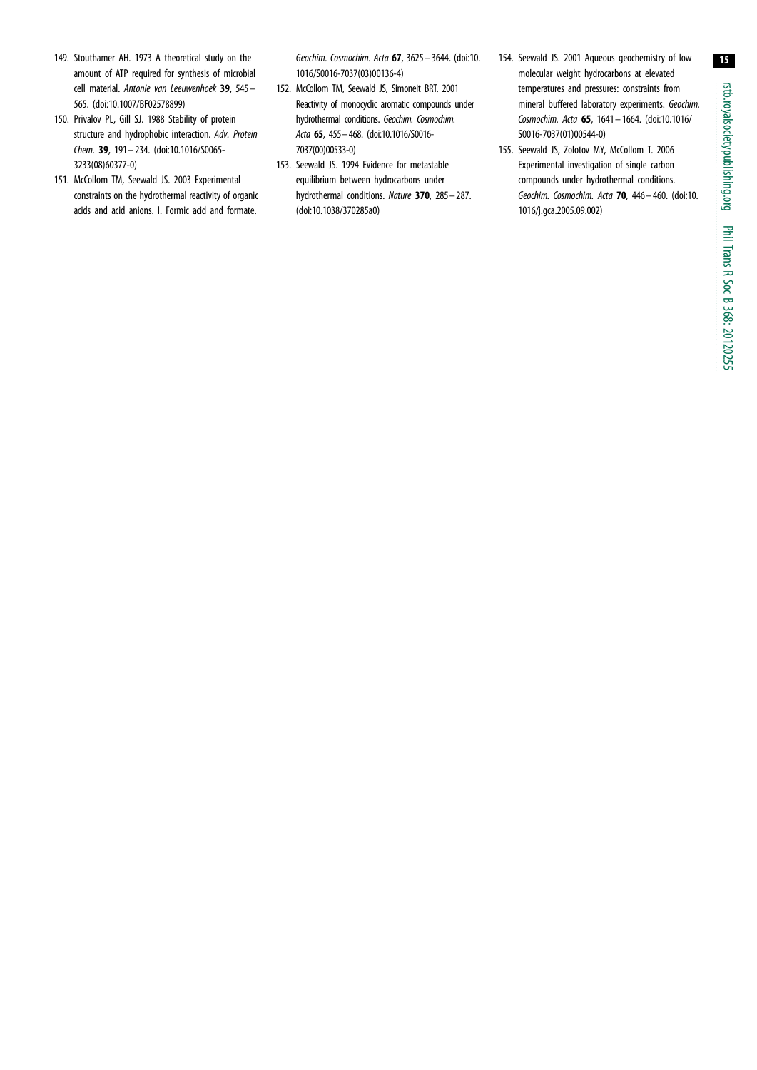149. Stouthamer AH. 1973 A theoretical study on the amount of ATP required for synthesis of microbial cell material. *Antonie van Leeuwenhoek* **39**, 545–565. (doi:10.1007/BF02578899)
150. Privalov PL, Gill SJ. 1988 Stability of protein structure and hydrophobic interaction. *Adv. Protein Chem.* **39**, 191–234. (doi:10.1016/S0065-3233(08)60377-0)
151. McCollom TM, Seewald JS. 2003 Experimental constraints on the hydrothermal reactivity of organic acids and acid anions. I. Formic acid and formate. *Geochim. Cosmochim. Acta* **67**, 3625–3644. (doi:10.1016/S0016-7037(03)00136-4)
152. McCollom TM, Seewald JS, Simoneit BRT. 2001 Reactivity of monocyclic aromatic compounds under hydrothermal conditions. *Geochim. Cosmochim. Acta* **65**, 455–468. (doi:10.1016/S0016-7037(00)00533-0)
153. Seewald JS. 1994 Evidence for metastable equilibrium between hydrocarbons under hydrothermal conditions. *Nature* **370**, 285–287. (doi:10.1038/370285a0)
154. Seewald JS. 2001 Aqueous geochemistry of low molecular weight hydrocarbons at elevated temperatures and pressures: constraints from mineral buffered laboratory experiments. *Geochim. Cosmochim. Acta* **65**, 1641–1664. (doi:10.1016/S0016-7037(01)00544-0)
155. Seewald JS, Zolotov MY, McCollom T. 2006 Experimental investigation of single carbon compounds under hydrothermal conditions. *Geochim. Cosmochim. Acta* **70**, 446–460. (doi:10.1016/j.gca.2005.09.002)